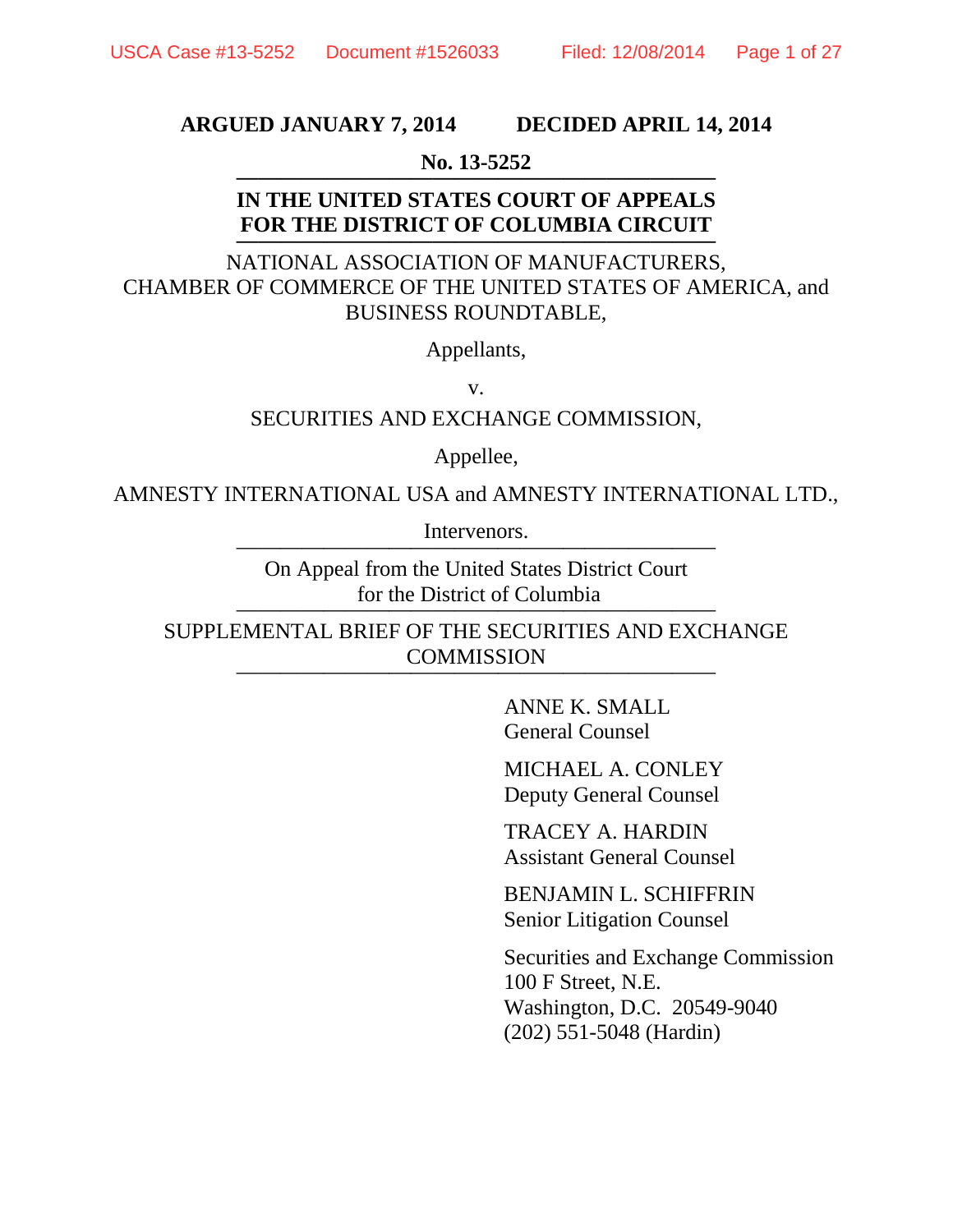**ARGUED JANUARY 7, 2014 DECIDED APRIL 14, 2014**

**No. 13-5252**

---

**IN THE UNITED STATES COURT OF APPEALS**
**FOR THE DISTRICT OF COLUMBIA CIRCUIT**

---

NATIONAL ASSOCIATION OF MANUFACTURERS,
CHAMBER OF COMMERCE OF THE UNITED STATES OF AMERICA, and
BUSINESS ROUNDTABLE,

Appellants,

v.

SECURITIES AND EXCHANGE COMMISSION,

Appellee,

AMNESTY INTERNATIONAL USA and AMNESTY INTERNATIONAL LTD.,

Intervenors.

---

On Appeal from the United States District Court
for the District of Columbia

---

SUPPLEMENTAL BRIEF OF THE SECURITIES AND EXCHANGE COMMISSION

---

ANNE K. SMALL
General Counsel

MICHAEL A. CONLEY
Deputy General Counsel

TRACEY A. HARDIN
Assistant General Counsel

BENJAMIN L. SCHIFFRIN
Senior Litigation Counsel

Securities and Exchange Commission
100 F Street, N.E.
Washington, D.C. 20549-9040
(202) 551-5048 (Hardin)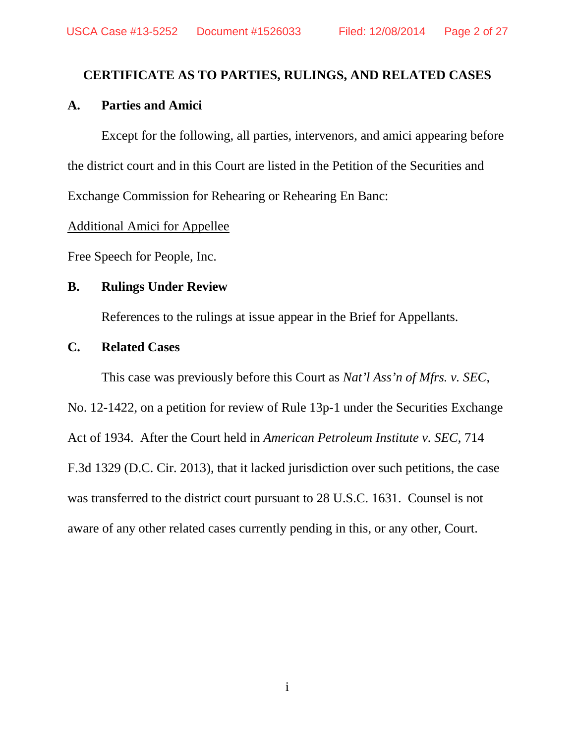## CERTIFICATE AS TO PARTIES, RULINGS, AND RELATED CASES

### A. Parties and Amici

Except for the following, all parties, intervenors, and amici appearing before the district court and in this Court are listed in the Petition of the Securities and Exchange Commission for Rehearing or Rehearing En Banc:

<u>Additional Amici for Appellee</u>

Free Speech for People, Inc.

### B. Rulings Under Review

References to the rulings at issue appear in the Brief for Appellants.

### C. Related Cases

This case was previously before this Court as *Nat'l Ass'n of Mfrs. v. SEC*, No. 12-1422, on a petition for review of Rule 13p-1 under the Securities Exchange Act of 1934. After the Court held in *American Petroleum Institute v. SEC*, 714 F.3d 1329 (D.C. Cir. 2013), that it lacked jurisdiction over such petitions, the case was transferred to the district court pursuant to 28 U.S.C. 1631. Counsel is not aware of any other related cases currently pending in this, or any other, Court.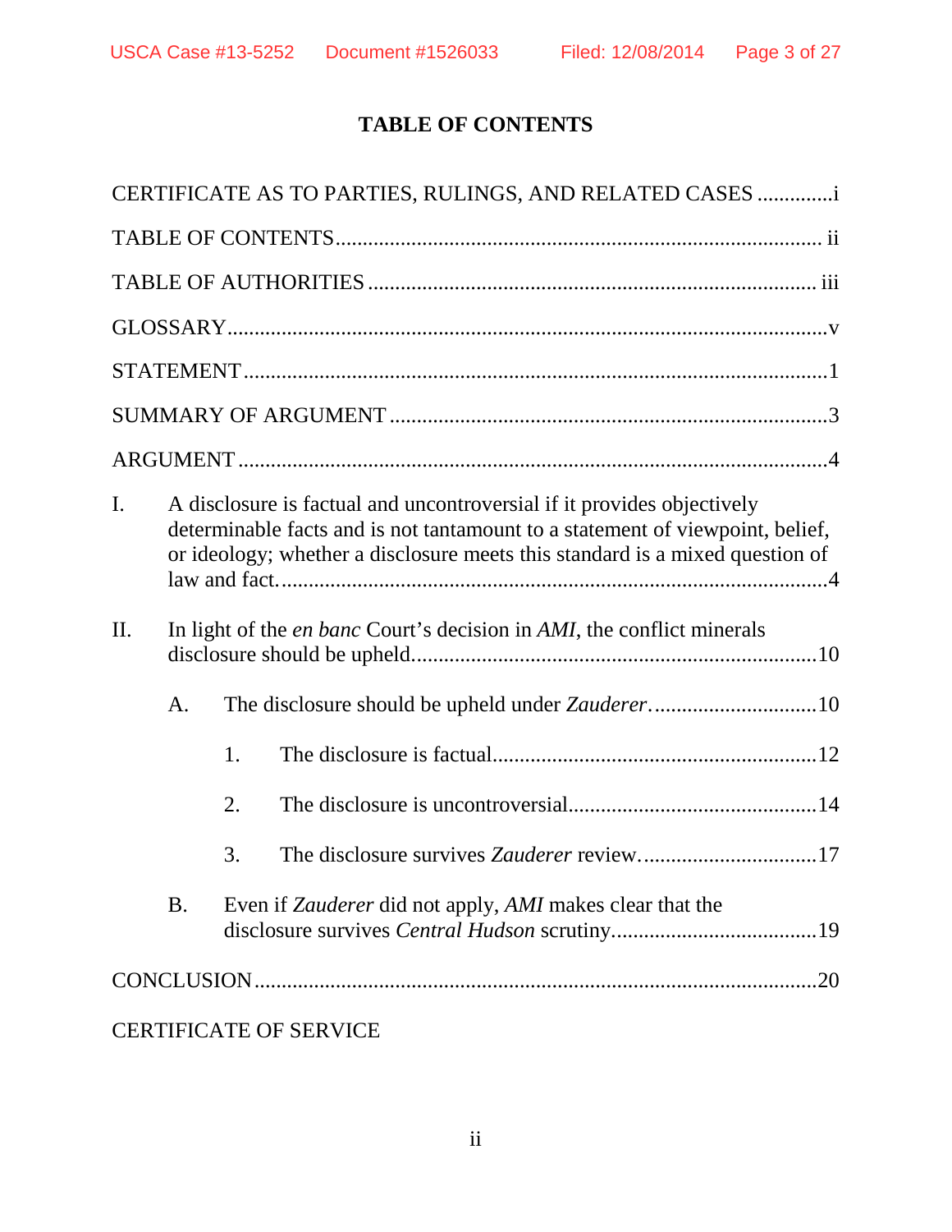# TABLE OF CONTENTS

CERTIFICATE AS TO PARTIES, RULINGS, AND RELATED CASES .............i

TABLE OF CONTENTS........................................................................................ ii

TABLE OF AUTHORITIES .................................................................................. iii

GLOSSARY..............................................................................................................v

STATEMENT ...........................................................................................................1

SUMMARY OF ARGUMENT ................................................................................3

ARGUMENT ............................................................................................................4

I. A disclosure is factual and uncontroversial if it provides objectively determinable facts and is not tantamount to a statement of viewpoint, belief, or ideology; whether a disclosure meets this standard is a mixed question of law and fact. ....................................................................................................4

II. In light of the *en banc* Court's decision in *AMI*, the conflict minerals disclosure should be upheld..........................................................................10

   A. The disclosure should be upheld under *Zauderer*. ..............................10

      1. The disclosure is factual............................................................12

      2. The disclosure is uncontroversial..............................................14

      3. The disclosure survives *Zauderer* review. ................................17

   B. Even if *Zauderer* did not apply, *AMI* makes clear that the disclosure survives *Central Hudson* scrutiny......................................19

CONCLUSION ......................................................................................................20

CERTIFICATE OF SERVICE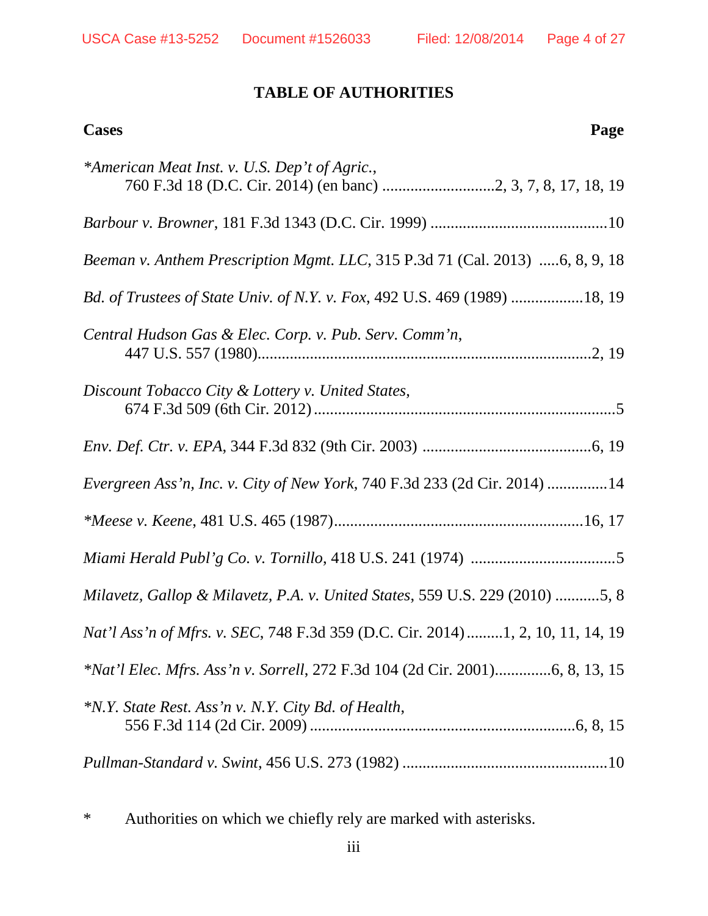# TABLE OF AUTHORITIES

| Cases | Page |
|---|---|
| **American Meat Inst. v. U.S. Dep't of Agric.*, 760 F.3d 18 (D.C. Cir. 2014) (en banc) | 2, 3, 7, 8, 17, 18, 19 |
| *Barbour v. Browner*, 181 F.3d 1343 (D.C. Cir. 1999) | 10 |
| *Beeman v. Anthem Prescription Mgmt. LLC*, 315 P.3d 71 (Cal. 2013) | 6, 8, 9, 18 |
| *Bd. of Trustees of State Univ. of N.Y. v. Fox*, 492 U.S. 469 (1989) | 18, 19 |
| *Central Hudson Gas & Elec. Corp. v. Pub. Serv. Comm'n*, 447 U.S. 557 (1980) | 2, 19 |
| *Discount Tobacco City & Lottery v. United States*, 674 F.3d 509 (6th Cir. 2012) | 5 |
| *Env. Def. Ctr. v. EPA*, 344 F.3d 832 (9th Cir. 2003) | 6, 19 |
| *Evergreen Ass'n, Inc. v. City of New York*, 740 F.3d 233 (2d Cir. 2014) | 14 |
| **Meese v. Keene*, 481 U.S. 465 (1987) | 16, 17 |
| *Miami Herald Publ'g Co. v. Tornillo*, 418 U.S. 241 (1974) | 5 |
| *Milavetz, Gallop & Milavetz, P.A. v. United States*, 559 U.S. 229 (2010) | 5, 8 |
| *Nat'l Ass'n of Mfrs. v. SEC*, 748 F.3d 359 (D.C. Cir. 2014) | 1, 2, 10, 11, 14, 19 |
| **Nat'l Elec. Mfrs. Ass'n v. Sorrell*, 272 F.3d 104 (2d Cir. 2001) | 6, 8, 13, 15 |
| **N.Y. State Rest. Ass'n v. N.Y. City Bd. of Health*, 556 F.3d 114 (2d Cir. 2009) | 6, 8, 15 |
| *Pullman-Standard v. Swint*, 456 U.S. 273 (1982) | 10 |

\* Authorities on which we chiefly rely are marked with asterisks.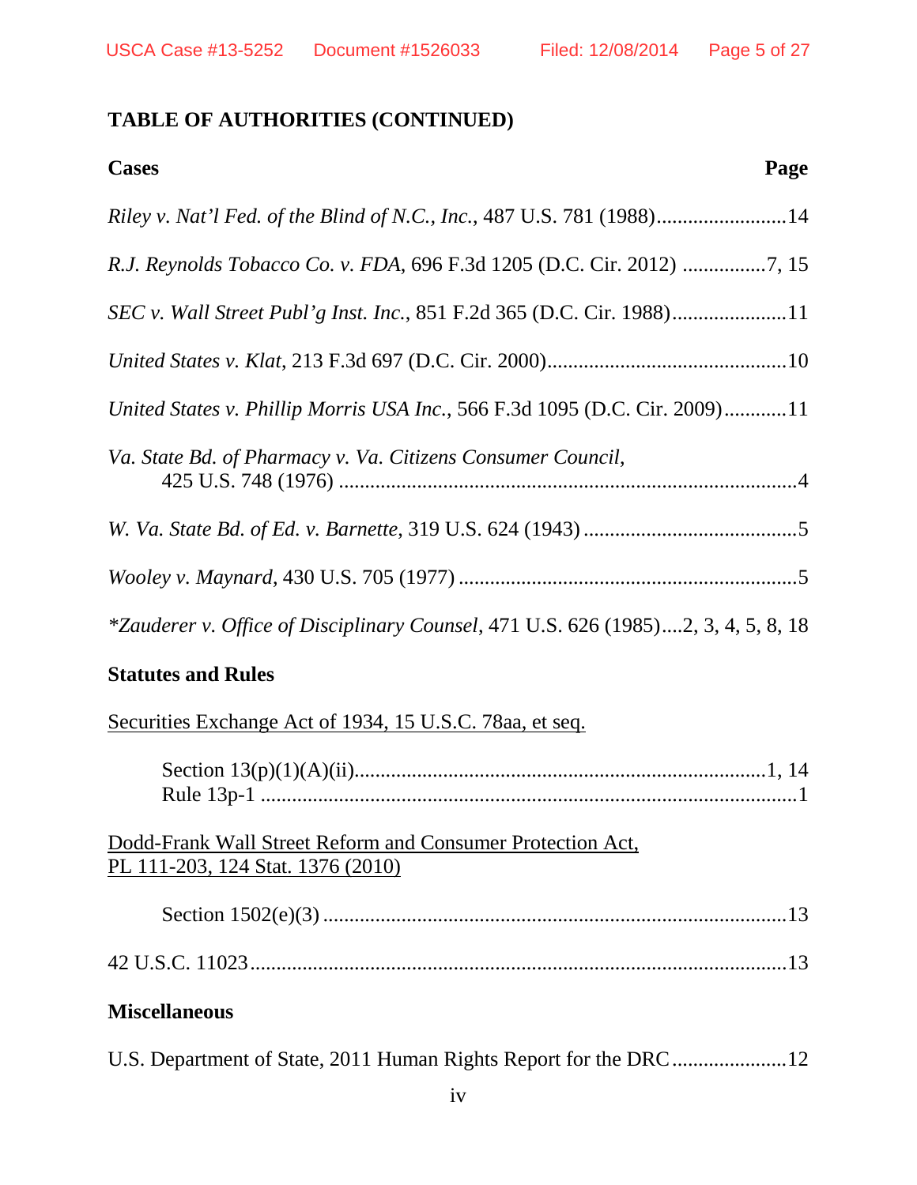**TABLE OF AUTHORITIES (CONTINUED)**

**Cases** **Page**

*Riley v. Nat'l Fed. of the Blind of N.C., Inc.*, 487 U.S. 781 (1988).........................14

*R.J. Reynolds Tobacco Co. v. FDA*, 696 F.3d 1205 (D.C. Cir. 2012) ................7, 15

*SEC v. Wall Street Publ'g Inst. Inc.*, 851 F.2d 365 (D.C. Cir. 1988)......................11

*United States v. Klat*, 213 F.3d 697 (D.C. Cir. 2000)..............................................10

*United States v. Phillip Morris USA Inc.*, 566 F.3d 1095 (D.C. Cir. 2009)............11

*Va. State Bd. of Pharmacy v. Va. Citizens Consumer Council*,
 425 U.S. 748 (1976) ........................................................................................4

*W. Va. State Bd. of Ed. v. Barnette*, 319 U.S. 624 (1943) .........................................5

*Wooley v. Maynard*, 430 U.S. 705 (1977) .................................................................5

*\*Zauderer v. Office of Disciplinary Counsel*, 471 U.S. 626 (1985)....2, 3, 4, 5, 8, 18

**Statutes and Rules**

Securities Exchange Act of 1934, 15 U.S.C. 78aa, et seq.

 Section 13(p)(1)(A)(ii)..............................................................................1, 14
 Rule 13p-1 .......................................................................................................1

Dodd-Frank Wall Street Reform and Consumer Protection Act,
PL 111-203, 124 Stat. 1376 (2010)

 Section 1502(e)(3) ........................................................................................13

42 U.S.C. 11023.......................................................................................................13

**Miscellaneous**

U.S. Department of State, 2011 Human Rights Report for the DRC......................12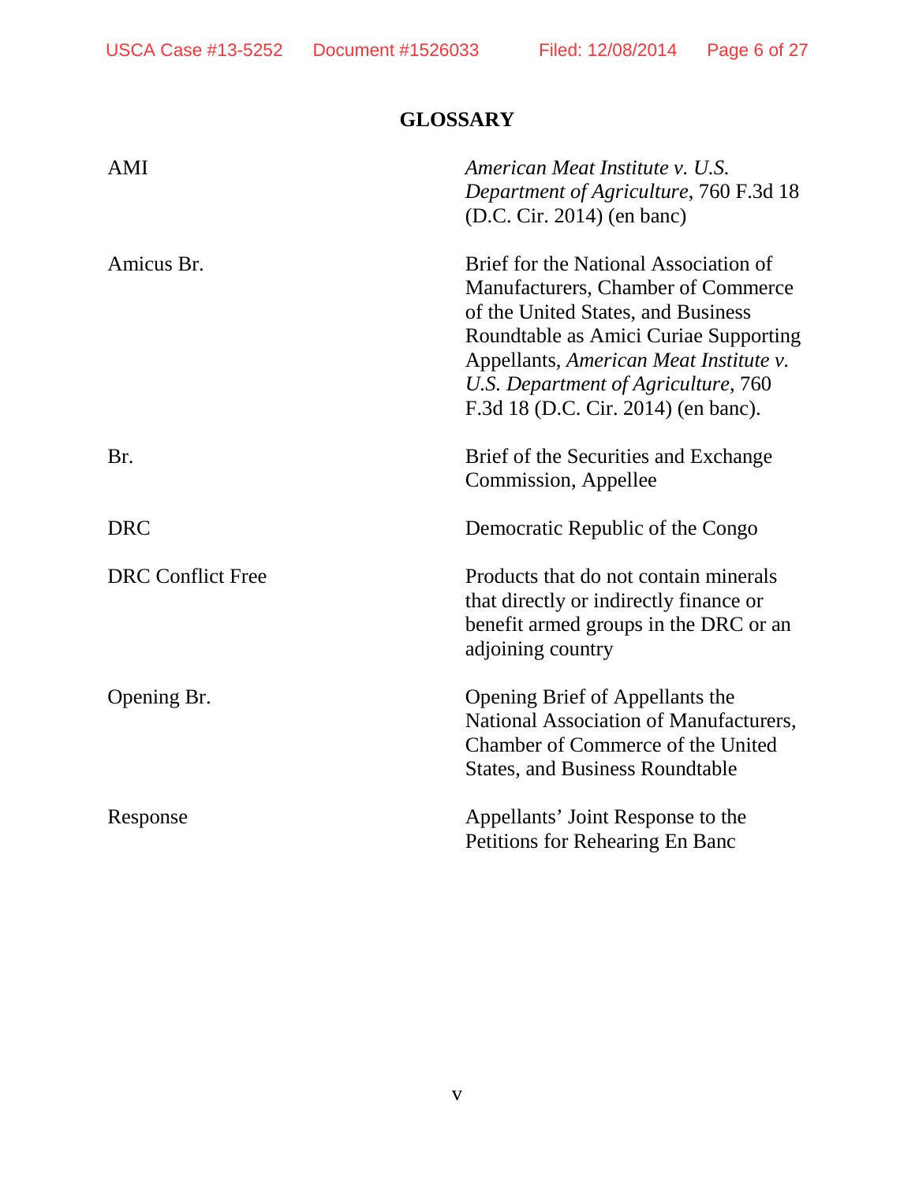## GLOSSARY

| | |
|---|---|
| AMI | *American Meat Institute v. U.S. Department of Agriculture*, 760 F.3d 18 (D.C. Cir. 2014) (en banc) |
| Amicus Br. | Brief for the National Association of Manufacturers, Chamber of Commerce of the United States, and Business Roundtable as Amici Curiae Supporting Appellants, *American Meat Institute v. U.S. Department of Agriculture*, 760 F.3d 18 (D.C. Cir. 2014) (en banc). |
| Br. | Brief of the Securities and Exchange Commission, Appellee |
| DRC | Democratic Republic of the Congo |
| DRC Conflict Free | Products that do not contain minerals that directly or indirectly finance or benefit armed groups in the DRC or an adjoining country |
| Opening Br. | Opening Brief of Appellants the National Association of Manufacturers, Chamber of Commerce of the United States, and Business Roundtable |
| Response | Appellants' Joint Response to the Petitions for Rehearing En Banc |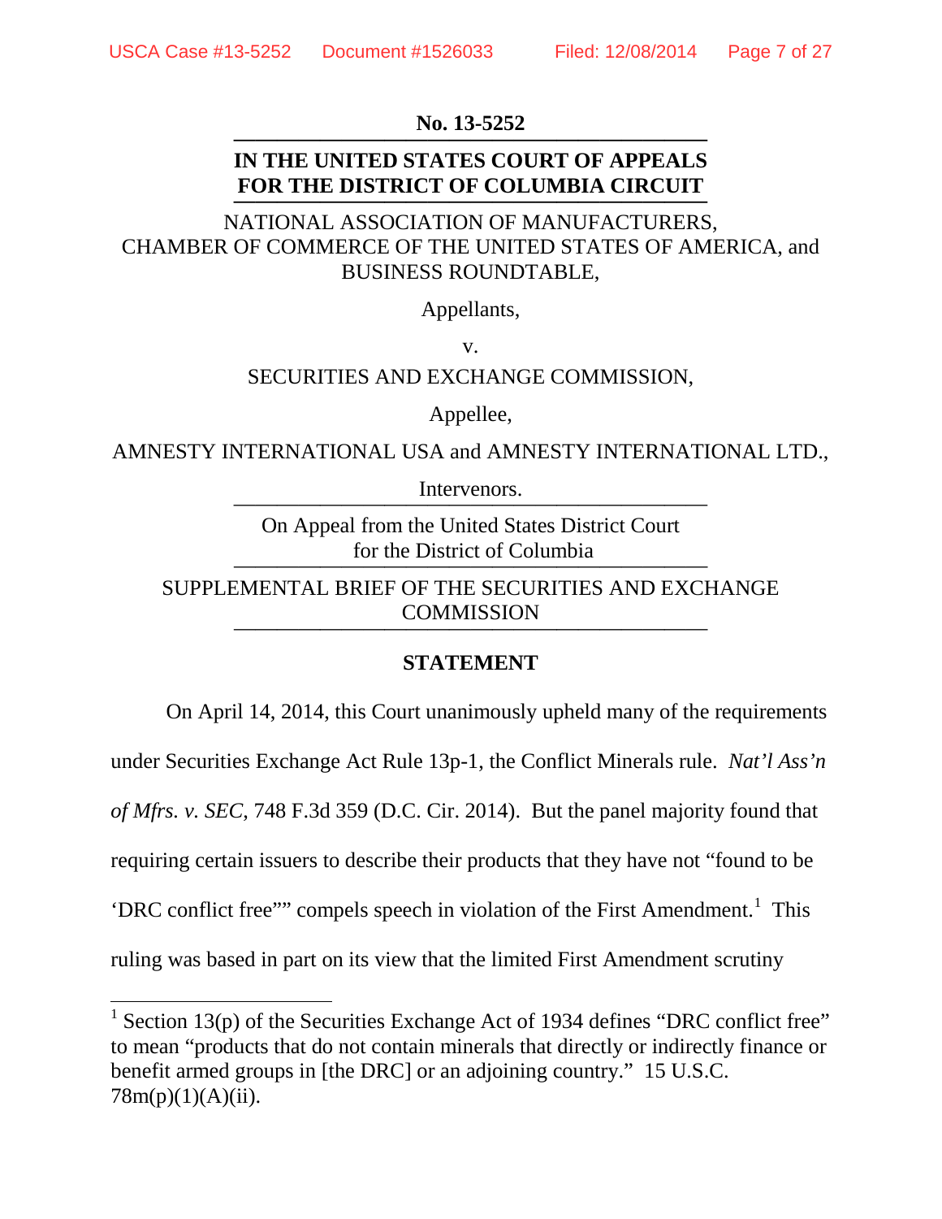**No. 13-5252**

**IN THE UNITED STATES COURT OF APPEALS FOR THE DISTRICT OF COLUMBIA CIRCUIT**

NATIONAL ASSOCIATION OF MANUFACTURERS, CHAMBER OF COMMERCE OF THE UNITED STATES OF AMERICA, and BUSINESS ROUNDTABLE,

Appellants,

v.

SECURITIES AND EXCHANGE COMMISSION,

Appellee,

AMNESTY INTERNATIONAL USA and AMNESTY INTERNATIONAL LTD.,

Intervenors.

On Appeal from the United States District Court for the District of Columbia

SUPPLEMENTAL BRIEF OF THE SECURITIES AND EXCHANGE COMMISSION

## STATEMENT

On April 14, 2014, this Court unanimously upheld many of the requirements under Securities Exchange Act Rule 13p-1, the Conflict Minerals rule. *Nat'l Ass'n of Mfrs. v. SEC*, 748 F.3d 359 (D.C. Cir. 2014). But the panel majority found that requiring certain issuers to describe their products that they have not "found to be 'DRC conflict free'" compels speech in violation of the First Amendment.[1] This ruling was based in part on its view that the limited First Amendment scrutiny

[1] Section 13(p) of the Securities Exchange Act of 1934 defines "DRC conflict free" to mean "products that do not contain minerals that directly or indirectly finance or benefit armed groups in [the DRC] or an adjoining country." 15 U.S.C. 78m(p)(1)(A)(ii).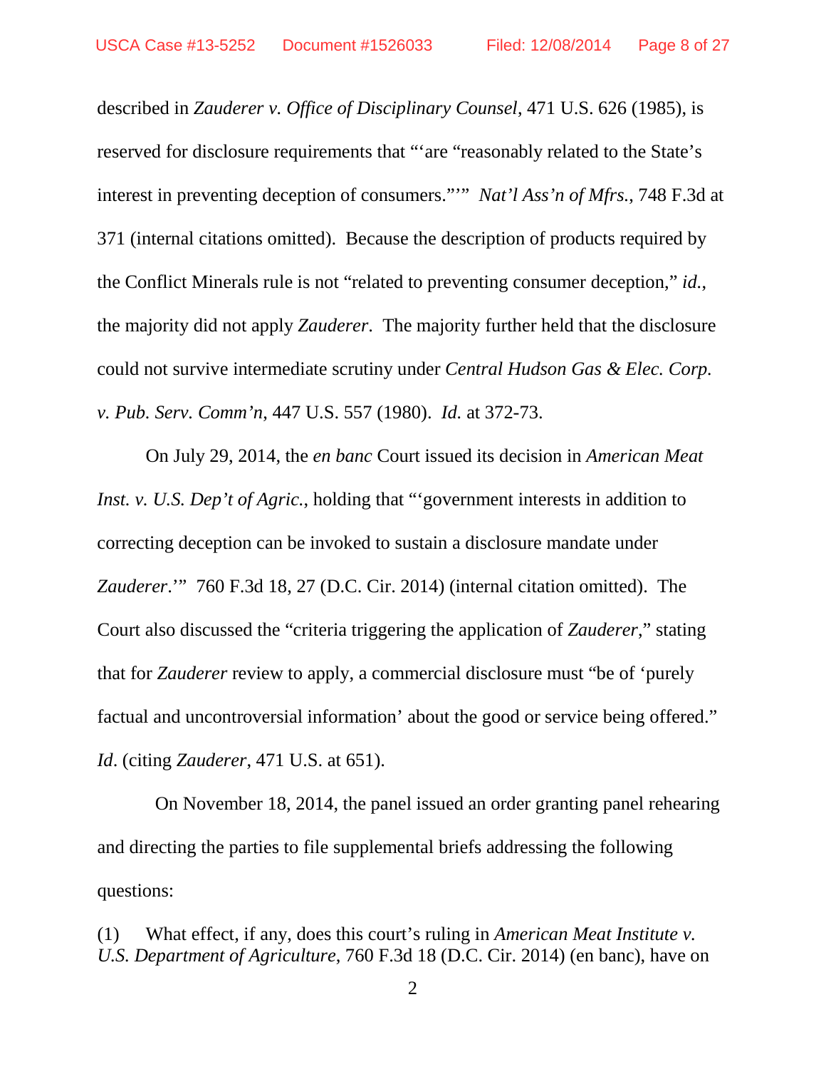described in *Zauderer v. Office of Disciplinary Counsel*, 471 U.S. 626 (1985), is reserved for disclosure requirements that "'are "reasonably related to the State's interest in preventing deception of consumers."'" *Nat'l Ass'n of Mfrs.*, 748 F.3d at 371 (internal citations omitted). Because the description of products required by the Conflict Minerals rule is not "related to preventing consumer deception," *id.*, the majority did not apply *Zauderer*. The majority further held that the disclosure could not survive intermediate scrutiny under *Central Hudson Gas & Elec. Corp. v. Pub. Serv. Comm'n*, 447 U.S. 557 (1980). *Id.* at 372-73.

On July 29, 2014, the *en banc* Court issued its decision in *American Meat Inst. v. U.S. Dep't of Agric.*, holding that "'government interests in addition to correcting deception can be invoked to sustain a disclosure mandate under *Zauderer*.'" 760 F.3d 18, 27 (D.C. Cir. 2014) (internal citation omitted). The Court also discussed the "criteria triggering the application of *Zauderer*," stating that for *Zauderer* review to apply, a commercial disclosure must "be of 'purely factual and uncontroversial information' about the good or service being offered." *Id*. (citing *Zauderer*, 471 U.S. at 651).

On November 18, 2014, the panel issued an order granting panel rehearing and directing the parties to file supplemental briefs addressing the following questions:

(1) What effect, if any, does this court's ruling in *American Meat Institute v. U.S. Department of Agriculture*, 760 F.3d 18 (D.C. Cir. 2014) (en banc), have on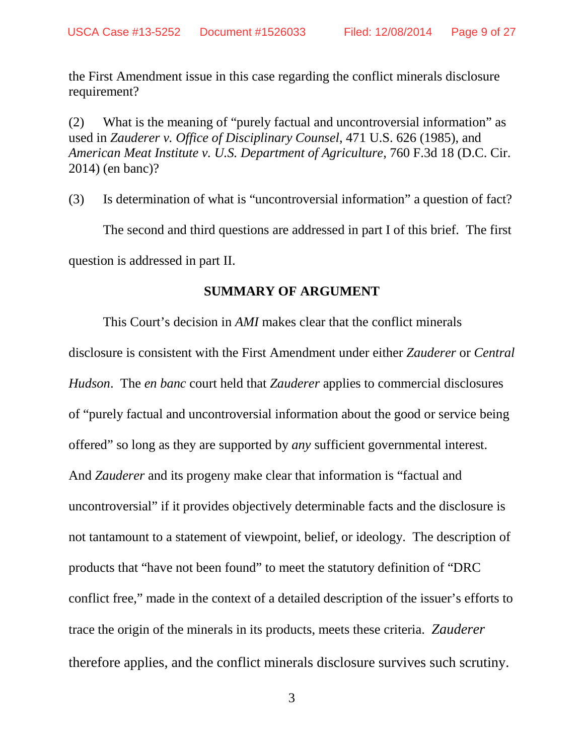the First Amendment issue in this case regarding the conflict minerals disclosure requirement?

(2) What is the meaning of "purely factual and uncontroversial information" as used in *Zauderer v. Office of Disciplinary Counsel*, 471 U.S. 626 (1985), and *American Meat Institute v. U.S. Department of Agriculture,* 760 F.3d 18 (D.C. Cir. 2014) (en banc)?

(3) Is determination of what is "uncontroversial information" a question of fact?

The second and third questions are addressed in part I of this brief. The first question is addressed in part II.

## SUMMARY OF ARGUMENT

This Court's decision in *AMI* makes clear that the conflict minerals disclosure is consistent with the First Amendment under either *Zauderer* or *Central Hudson*. The *en banc* court held that *Zauderer* applies to commercial disclosures of "purely factual and uncontroversial information about the good or service being offered" so long as they are supported by *any* sufficient governmental interest. And *Zauderer* and its progeny make clear that information is "factual and uncontroversial" if it provides objectively determinable facts and the disclosure is not tantamount to a statement of viewpoint, belief, or ideology. The description of products that "have not been found" to meet the statutory definition of "DRC conflict free," made in the context of a detailed description of the issuer's efforts to trace the origin of the minerals in its products, meets these criteria. *Zauderer* therefore applies, and the conflict minerals disclosure survives such scrutiny.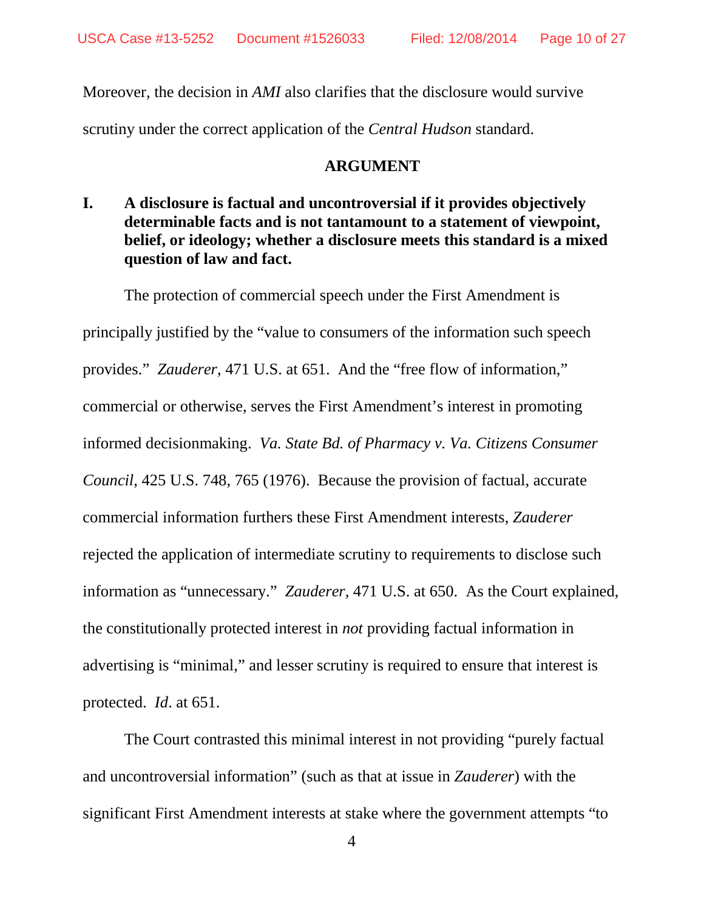Moreover, the decision in *AMI* also clarifies that the disclosure would survive scrutiny under the correct application of the *Central Hudson* standard.

## ARGUMENT

### I. A disclosure is factual and uncontroversial if it provides objectively determinable facts and is not tantamount to a statement of viewpoint, belief, or ideology; whether a disclosure meets this standard is a mixed question of law and fact.

The protection of commercial speech under the First Amendment is principally justified by the "value to consumers of the information such speech provides." *Zauderer*, 471 U.S. at 651. And the "free flow of information," commercial or otherwise, serves the First Amendment's interest in promoting informed decisionmaking. *Va. State Bd. of Pharmacy v. Va. Citizens Consumer Council*, 425 U.S. 748, 765 (1976). Because the provision of factual, accurate commercial information furthers these First Amendment interests, *Zauderer* rejected the application of intermediate scrutiny to requirements to disclose such information as "unnecessary." *Zauderer*, 471 U.S. at 650. As the Court explained, the constitutionally protected interest in *not* providing factual information in advertising is "minimal," and lesser scrutiny is required to ensure that interest is protected. *Id*. at 651.

The Court contrasted this minimal interest in not providing "purely factual and uncontroversial information" (such as that at issue in *Zauderer*) with the significant First Amendment interests at stake where the government attempts "to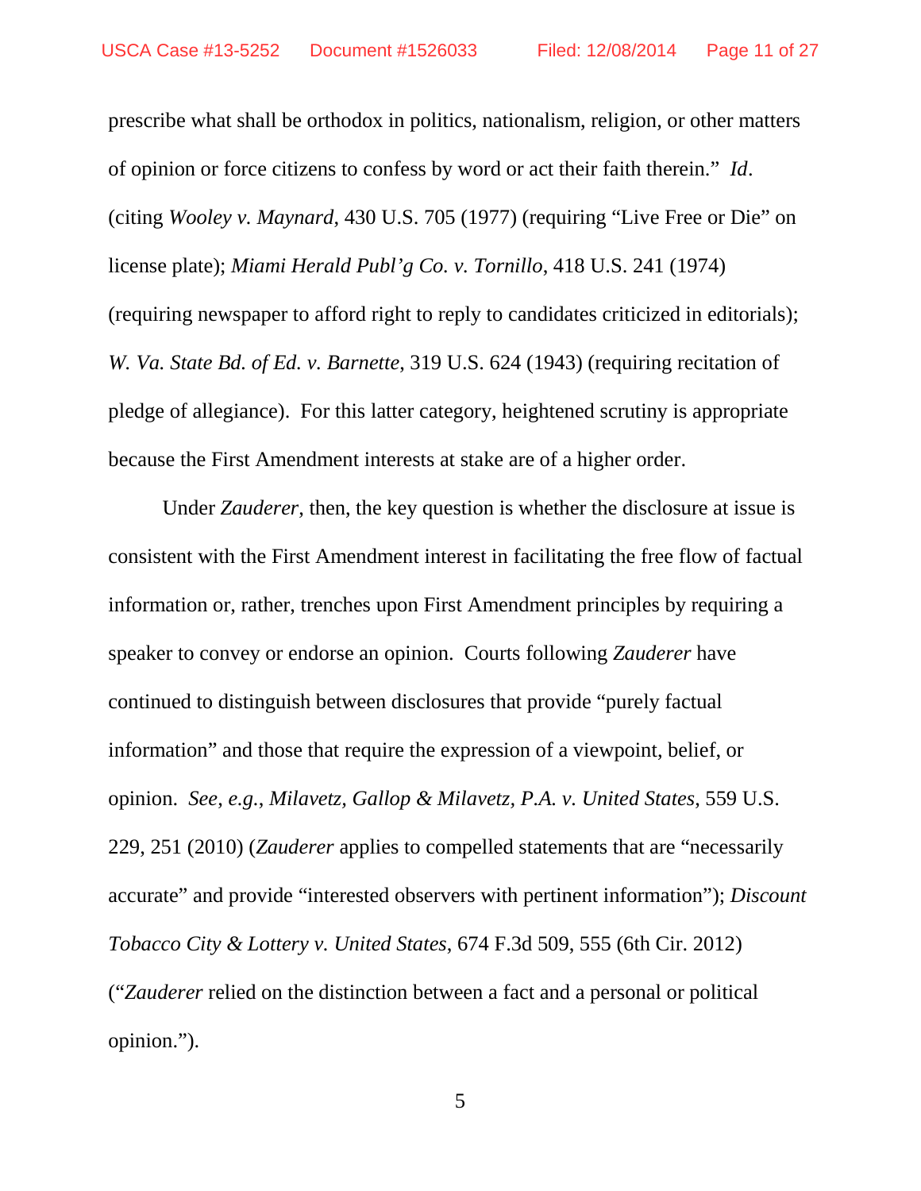prescribe what shall be orthodox in politics, nationalism, religion, or other matters of opinion or force citizens to confess by word or act their faith therein." *Id*. (citing *Wooley v. Maynard*, 430 U.S. 705 (1977) (requiring "Live Free or Die" on license plate); *Miami Herald Publ'g Co. v. Tornillo*, 418 U.S. 241 (1974) (requiring newspaper to afford right to reply to candidates criticized in editorials); *W. Va. State Bd. of Ed. v. Barnette*, 319 U.S. 624 (1943) (requiring recitation of pledge of allegiance). For this latter category, heightened scrutiny is appropriate because the First Amendment interests at stake are of a higher order.

Under *Zauderer*, then, the key question is whether the disclosure at issue is consistent with the First Amendment interest in facilitating the free flow of factual information or, rather, trenches upon First Amendment principles by requiring a speaker to convey or endorse an opinion. Courts following *Zauderer* have continued to distinguish between disclosures that provide "purely factual information" and those that require the expression of a viewpoint, belief, or opinion. *See, e.g.*, *Milavetz, Gallop & Milavetz, P.A. v. United States*, 559 U.S. 229, 251 (2010) (*Zauderer* applies to compelled statements that are "necessarily accurate" and provide "interested observers with pertinent information"); *Discount Tobacco City & Lottery v. United States*, 674 F.3d 509, 555 (6th Cir. 2012) ("*Zauderer* relied on the distinction between a fact and a personal or political opinion.").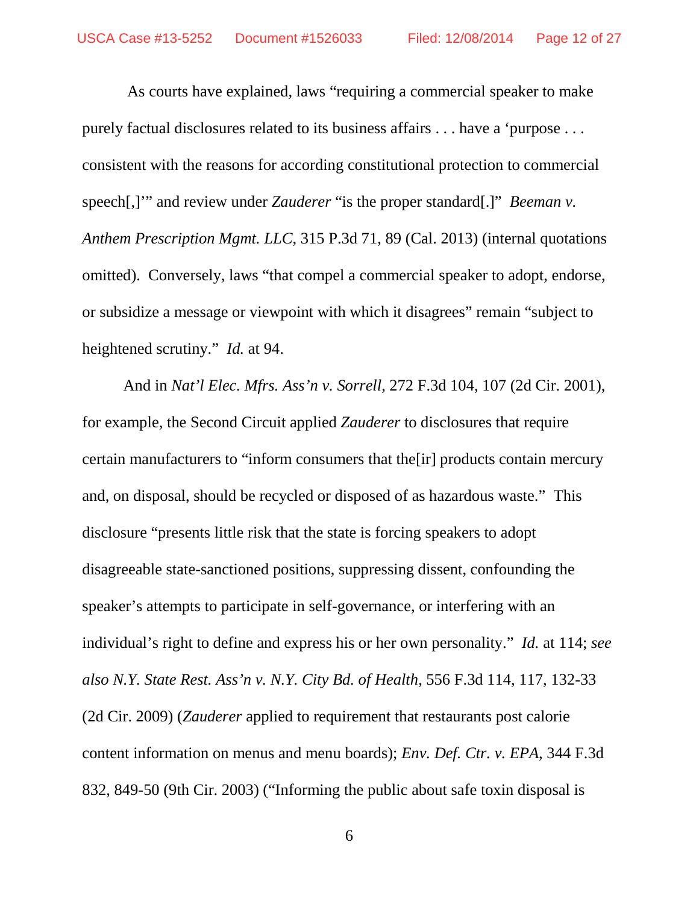As courts have explained, laws "requiring a commercial speaker to make purely factual disclosures related to its business affairs . . . have a 'purpose . . . consistent with the reasons for according constitutional protection to commercial speech[,]'" and review under *Zauderer* "is the proper standard[.]" *Beeman v. Anthem Prescription Mgmt. LLC*, 315 P.3d 71, 89 (Cal. 2013) (internal quotations omitted). Conversely, laws "that compel a commercial speaker to adopt, endorse, or subsidize a message or viewpoint with which it disagrees" remain "subject to heightened scrutiny." *Id.* at 94.

And in *Nat'l Elec. Mfrs. Ass'n v. Sorrell*, 272 F.3d 104, 107 (2d Cir. 2001), for example, the Second Circuit applied *Zauderer* to disclosures that require certain manufacturers to "inform consumers that the[ir] products contain mercury and, on disposal, should be recycled or disposed of as hazardous waste." This disclosure "presents little risk that the state is forcing speakers to adopt disagreeable state-sanctioned positions, suppressing dissent, confounding the speaker's attempts to participate in self-governance, or interfering with an individual's right to define and express his or her own personality." *Id.* at 114; *see also N.Y. State Rest. Ass'n v. N.Y. City Bd. of Health*, 556 F.3d 114, 117, 132-33 (2d Cir. 2009) (*Zauderer* applied to requirement that restaurants post calorie content information on menus and menu boards); *Env. Def. Ctr. v. EPA*, 344 F.3d 832, 849-50 (9th Cir. 2003) ("Informing the public about safe toxin disposal is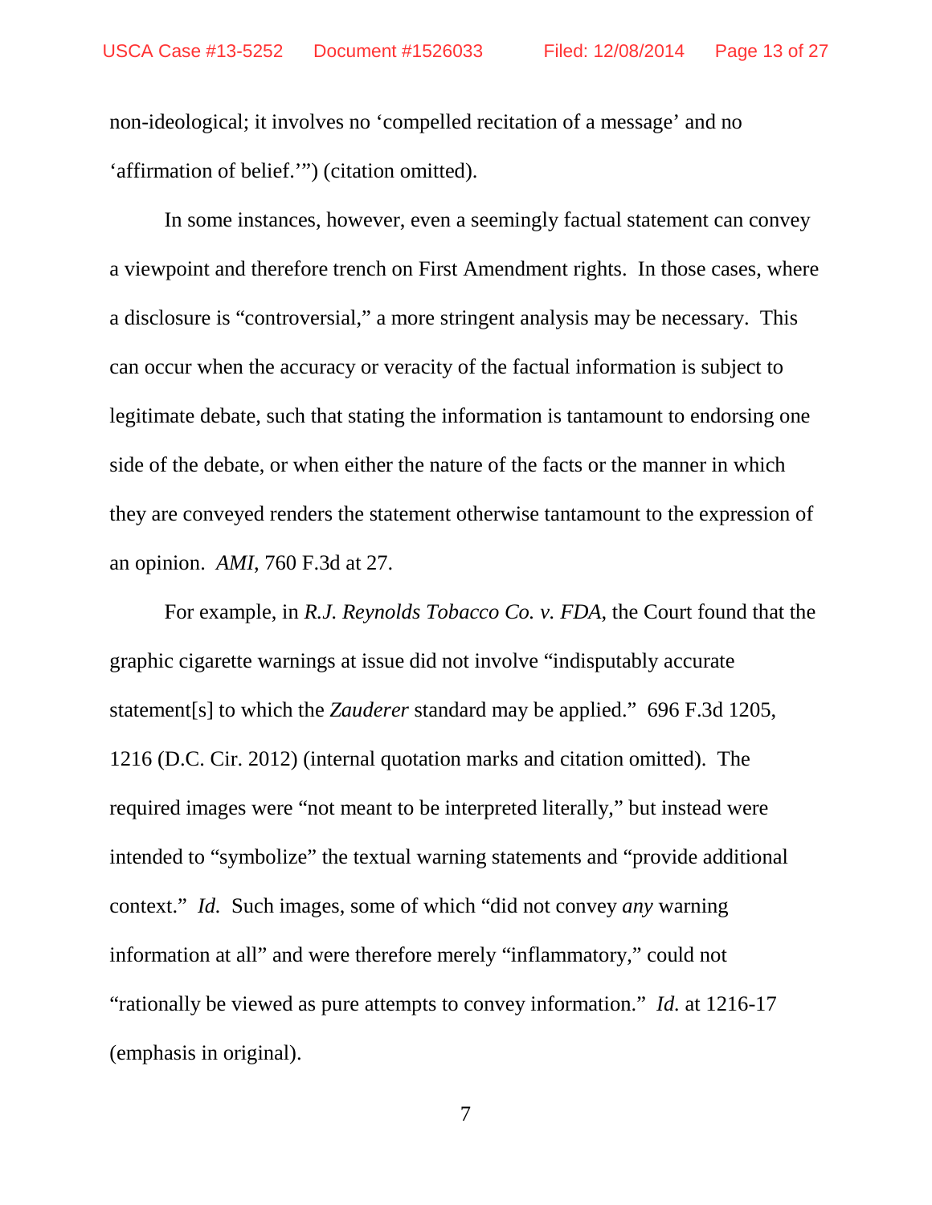non-ideological; it involves no 'compelled recitation of a message' and no 'affirmation of belief.'") (citation omitted).

In some instances, however, even a seemingly factual statement can convey a viewpoint and therefore trench on First Amendment rights. In those cases, where a disclosure is "controversial," a more stringent analysis may be necessary. This can occur when the accuracy or veracity of the factual information is subject to legitimate debate, such that stating the information is tantamount to endorsing one side of the debate, or when either the nature of the facts or the manner in which they are conveyed renders the statement otherwise tantamount to the expression of an opinion. *AMI*, 760 F.3d at 27.

For example, in *R.J. Reynolds Tobacco Co. v. FDA*, the Court found that the graphic cigarette warnings at issue did not involve "indisputably accurate statement[s] to which the *Zauderer* standard may be applied." 696 F.3d 1205, 1216 (D.C. Cir. 2012) (internal quotation marks and citation omitted). The required images were "not meant to be interpreted literally," but instead were intended to "symbolize" the textual warning statements and "provide additional context." *Id.* Such images, some of which "did not convey *any* warning information at all" and were therefore merely "inflammatory," could not "rationally be viewed as pure attempts to convey information." *Id.* at 1216-17 (emphasis in original).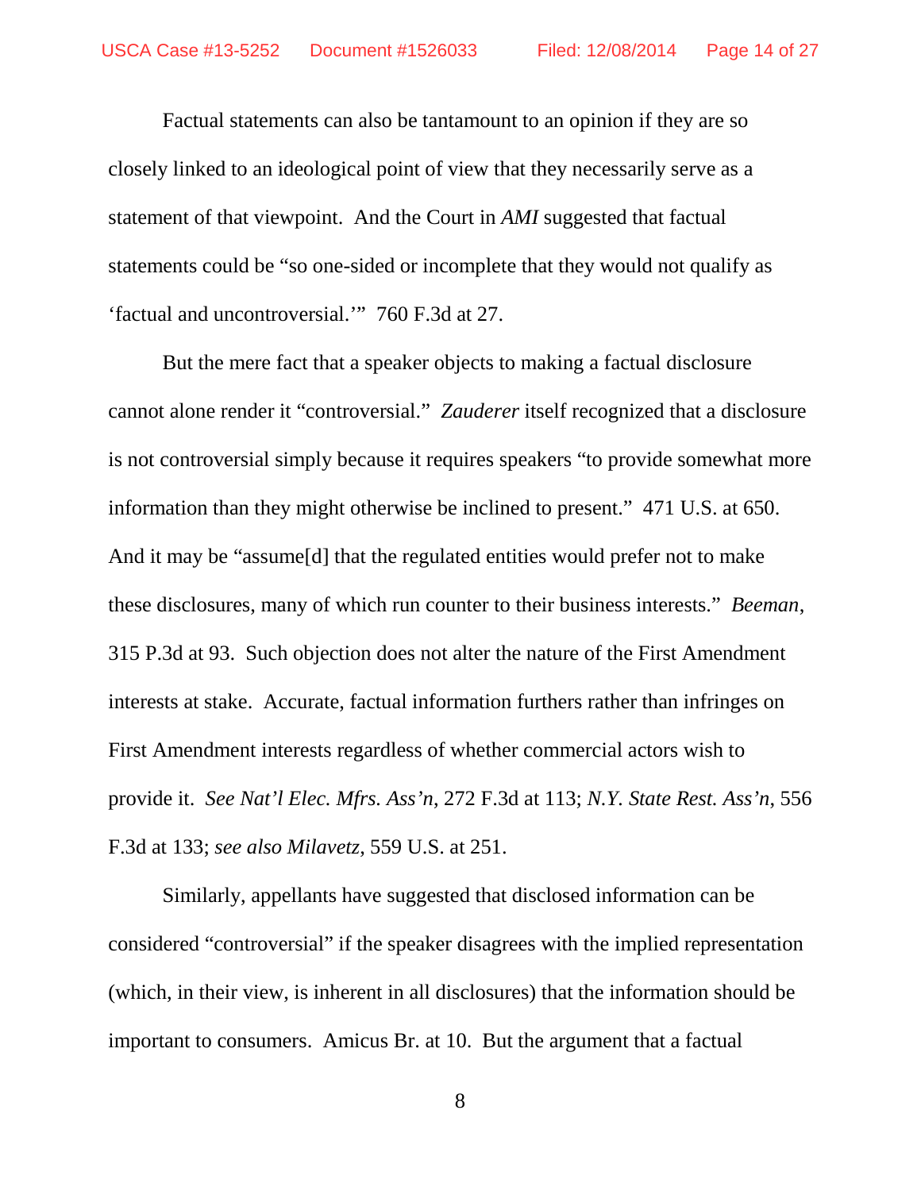Factual statements can also be tantamount to an opinion if they are so closely linked to an ideological point of view that they necessarily serve as a statement of that viewpoint. And the Court in *AMI* suggested that factual statements could be "so one-sided or incomplete that they would not qualify as 'factual and uncontroversial.'" 760 F.3d at 27.

But the mere fact that a speaker objects to making a factual disclosure cannot alone render it "controversial." *Zauderer* itself recognized that a disclosure is not controversial simply because it requires speakers "to provide somewhat more information than they might otherwise be inclined to present." 471 U.S. at 650. And it may be "assume[d] that the regulated entities would prefer not to make these disclosures, many of which run counter to their business interests." *Beeman*, 315 P.3d at 93. Such objection does not alter the nature of the First Amendment interests at stake. Accurate, factual information furthers rather than infringes on First Amendment interests regardless of whether commercial actors wish to provide it. *See Nat'l Elec. Mfrs. Ass'n*, 272 F.3d at 113; *N.Y. State Rest. Ass'n*, 556 F.3d at 133; *see also Milavetz*, 559 U.S. at 251.

Similarly, appellants have suggested that disclosed information can be considered "controversial" if the speaker disagrees with the implied representation (which, in their view, is inherent in all disclosures) that the information should be important to consumers. Amicus Br. at 10. But the argument that a factual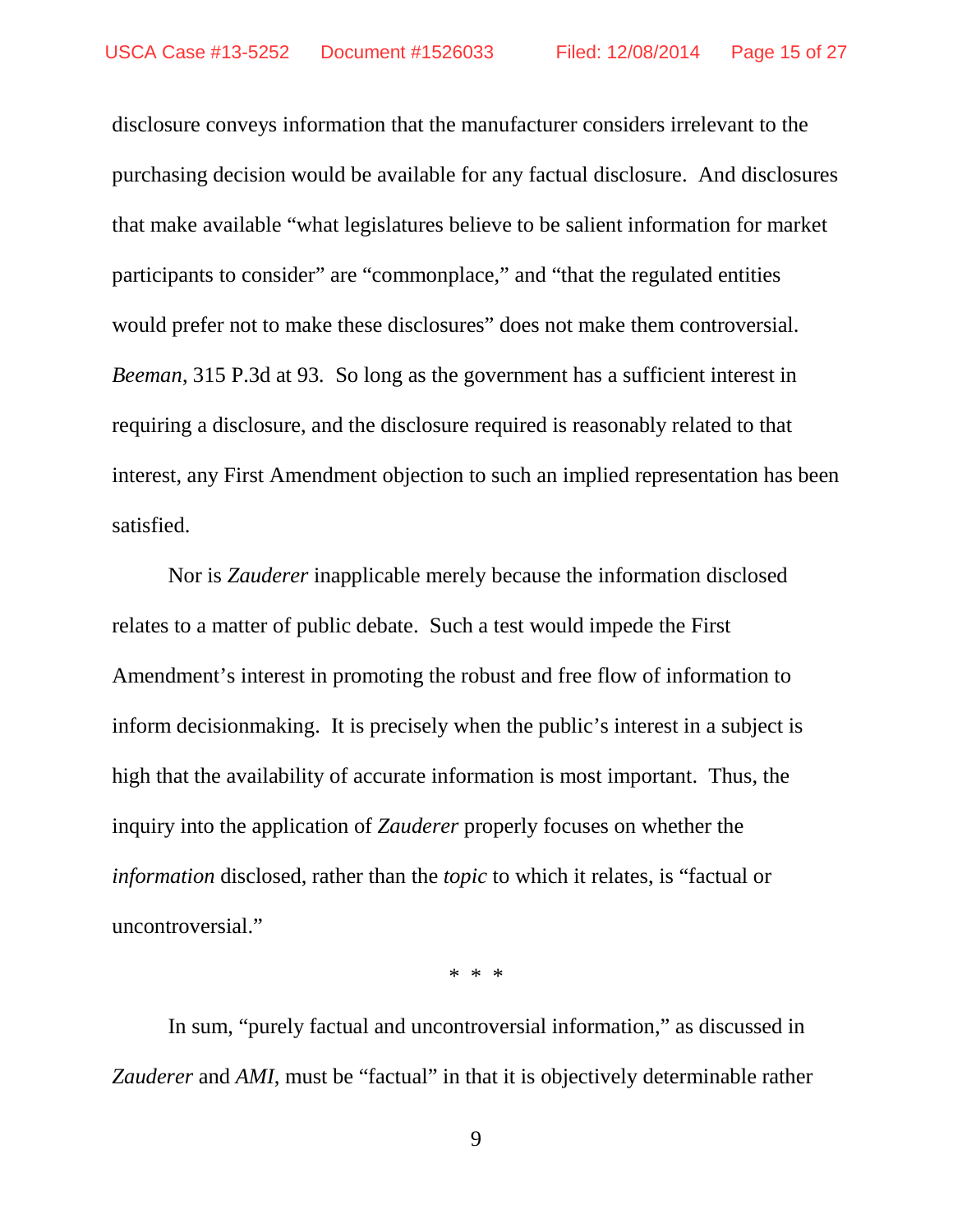disclosure conveys information that the manufacturer considers irrelevant to the purchasing decision would be available for any factual disclosure. And disclosures that make available "what legislatures believe to be salient information for market participants to consider" are "commonplace," and "that the regulated entities would prefer not to make these disclosures" does not make them controversial. *Beeman*, 315 P.3d at 93. So long as the government has a sufficient interest in requiring a disclosure, and the disclosure required is reasonably related to that interest, any First Amendment objection to such an implied representation has been satisfied.

Nor is *Zauderer* inapplicable merely because the information disclosed relates to a matter of public debate. Such a test would impede the First Amendment's interest in promoting the robust and free flow of information to inform decisionmaking. It is precisely when the public's interest in a subject is high that the availability of accurate information is most important. Thus, the inquiry into the application of *Zauderer* properly focuses on whether the *information* disclosed, rather than the *topic* to which it relates, is "factual or uncontroversial."

\* \* \*

In sum, "purely factual and uncontroversial information," as discussed in *Zauderer* and *AMI*, must be "factual" in that it is objectively determinable rather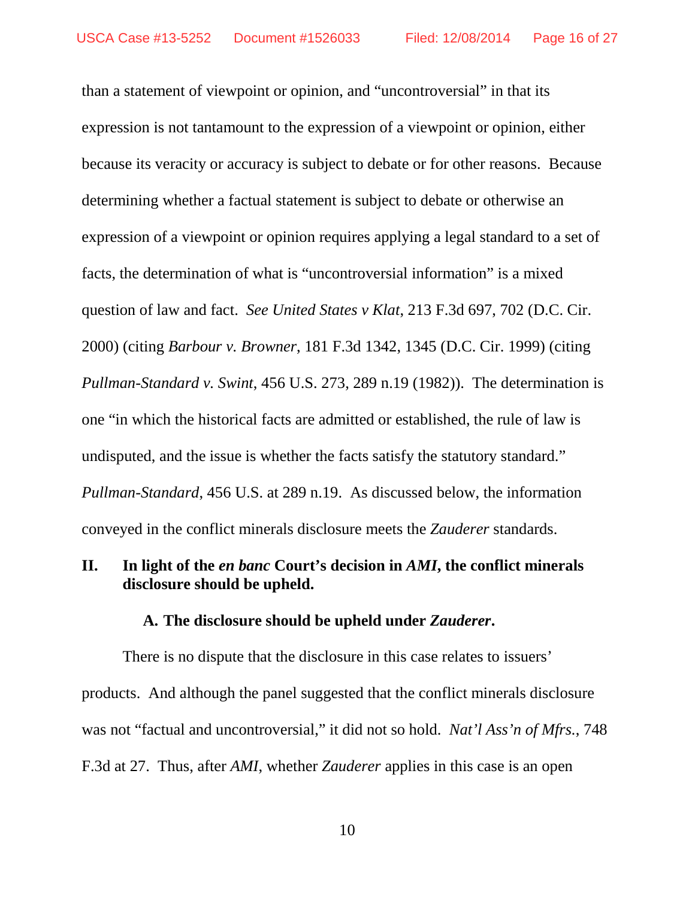than a statement of viewpoint or opinion, and "uncontroversial" in that its expression is not tantamount to the expression of a viewpoint or opinion, either because its veracity or accuracy is subject to debate or for other reasons. Because determining whether a factual statement is subject to debate or otherwise an expression of a viewpoint or opinion requires applying a legal standard to a set of facts, the determination of what is "uncontroversial information" is a mixed question of law and fact. *See United States v Klat*, 213 F.3d 697, 702 (D.C. Cir. 2000) (citing *Barbour v. Browner*, 181 F.3d 1342, 1345 (D.C. Cir. 1999) (citing *Pullman-Standard v. Swint*, 456 U.S. 273, 289 n.19 (1982)). The determination is one "in which the historical facts are admitted or established, the rule of law is undisputed, and the issue is whether the facts satisfy the statutory standard." *Pullman-Standard*, 456 U.S. at 289 n.19. As discussed below, the information conveyed in the conflict minerals disclosure meets the *Zauderer* standards.

## II. In light of the *en banc* Court's decision in *AMI*, the conflict minerals disclosure should be upheld.

### A. The disclosure should be upheld under *Zauderer*.

There is no dispute that the disclosure in this case relates to issuers' products. And although the panel suggested that the conflict minerals disclosure was not "factual and uncontroversial," it did not so hold. *Nat'l Ass'n of Mfrs.*, 748 F.3d at 27. Thus, after *AMI*, whether *Zauderer* applies in this case is an open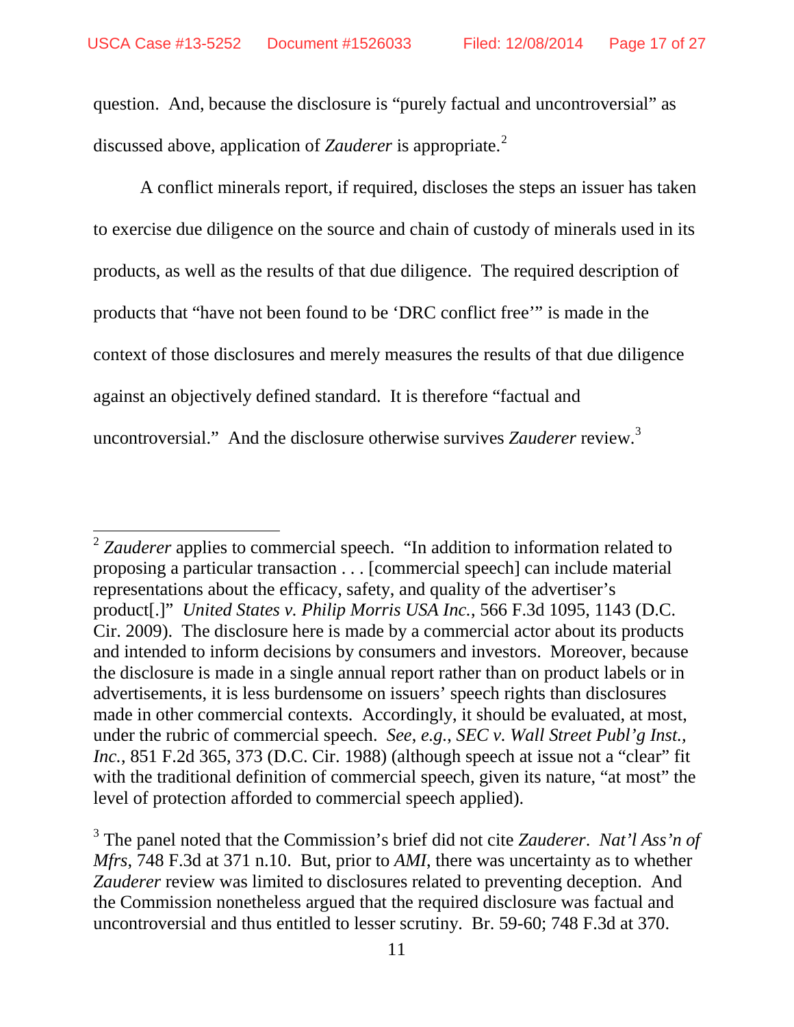question. And, because the disclosure is "purely factual and uncontroversial" as discussed above, application of *Zauderer* is appropriate.[2]

A conflict minerals report, if required, discloses the steps an issuer has taken to exercise due diligence on the source and chain of custody of minerals used in its products, as well as the results of that due diligence. The required description of products that "have not been found to be 'DRC conflict free'" is made in the context of those disclosures and merely measures the results of that due diligence against an objectively defined standard. It is therefore "factual and uncontroversial." And the disclosure otherwise survives *Zauderer* review.[3]

---

[2] *Zauderer* applies to commercial speech. "In addition to information related to proposing a particular transaction . . . [commercial speech] can include material representations about the efficacy, safety, and quality of the advertiser's product[.]" *United States v. Philip Morris USA Inc.*, 566 F.3d 1095, 1143 (D.C. Cir. 2009). The disclosure here is made by a commercial actor about its products and intended to inform decisions by consumers and investors. Moreover, because the disclosure is made in a single annual report rather than on product labels or in advertisements, it is less burdensome on issuers' speech rights than disclosures made in other commercial contexts. Accordingly, it should be evaluated, at most, under the rubric of commercial speech. *See, e.g.*, *SEC v. Wall Street Publ'g Inst., Inc.*, 851 F.2d 365, 373 (D.C. Cir. 1988) (although speech at issue not a "clear" fit with the traditional definition of commercial speech, given its nature, "at most" the level of protection afforded to commercial speech applied).

[3] The panel noted that the Commission's brief did not cite *Zauderer*. *Nat'l Ass'n of Mfrs*, 748 F.3d at 371 n.10. But, prior to *AMI*, there was uncertainty as to whether *Zauderer* review was limited to disclosures related to preventing deception. And the Commission nonetheless argued that the required disclosure was factual and uncontroversial and thus entitled to lesser scrutiny. Br. 59-60; 748 F.3d at 370.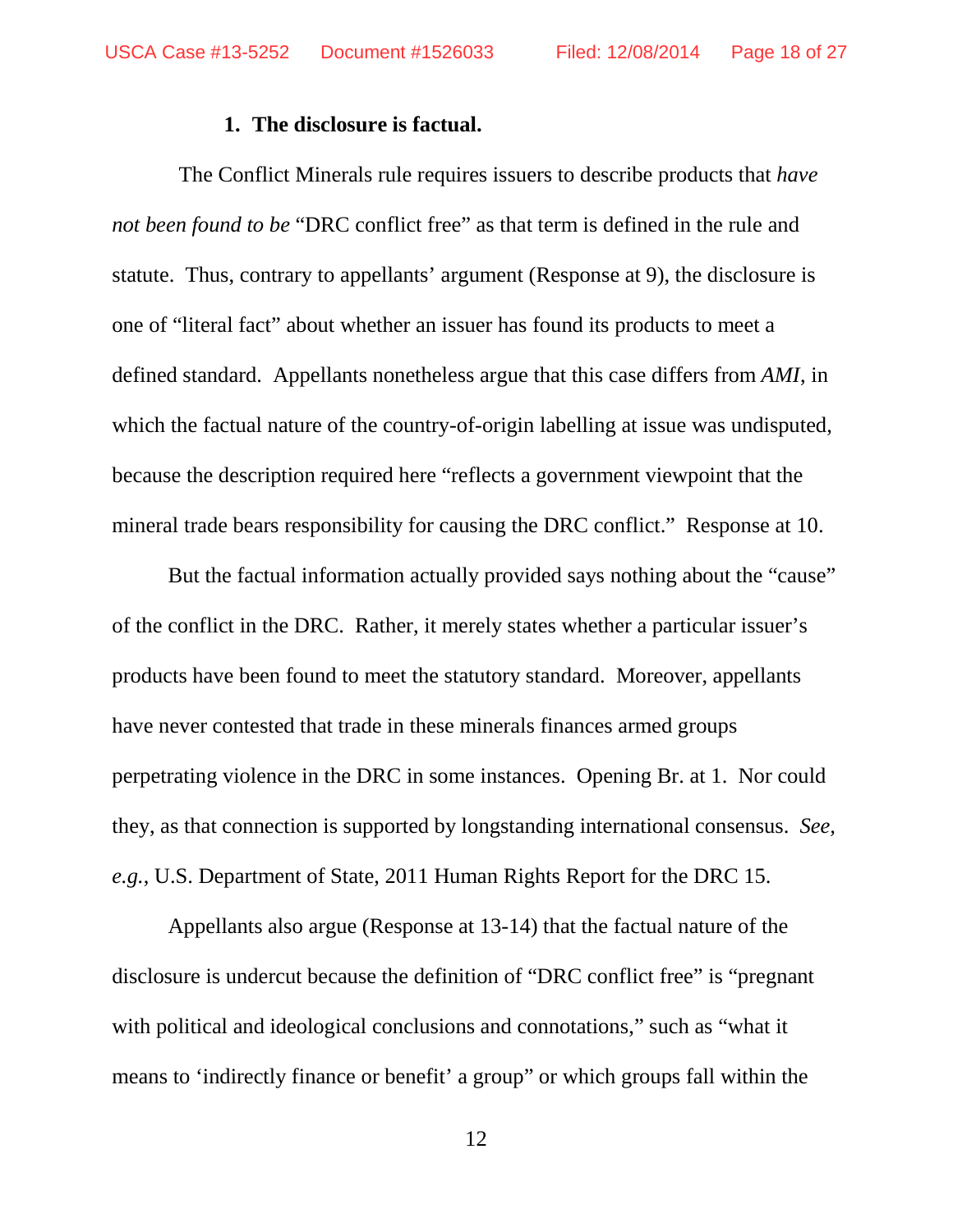### 1. The disclosure is factual.

The Conflict Minerals rule requires issuers to describe products that *have not been found to be* "DRC conflict free" as that term is defined in the rule and statute. Thus, contrary to appellants' argument (Response at 9), the disclosure is one of "literal fact" about whether an issuer has found its products to meet a defined standard. Appellants nonetheless argue that this case differs from *AMI*, in which the factual nature of the country-of-origin labelling at issue was undisputed, because the description required here "reflects a government viewpoint that the mineral trade bears responsibility for causing the DRC conflict." Response at 10.

But the factual information actually provided says nothing about the "cause" of the conflict in the DRC. Rather, it merely states whether a particular issuer's products have been found to meet the statutory standard. Moreover, appellants have never contested that trade in these minerals finances armed groups perpetrating violence in the DRC in some instances. Opening Br. at 1. Nor could they, as that connection is supported by longstanding international consensus. *See, e.g.*, U.S. Department of State, 2011 Human Rights Report for the DRC 15.

Appellants also argue (Response at 13-14) that the factual nature of the disclosure is undercut because the definition of "DRC conflict free" is "pregnant with political and ideological conclusions and connotations," such as "what it means to 'indirectly finance or benefit' a group" or which groups fall within the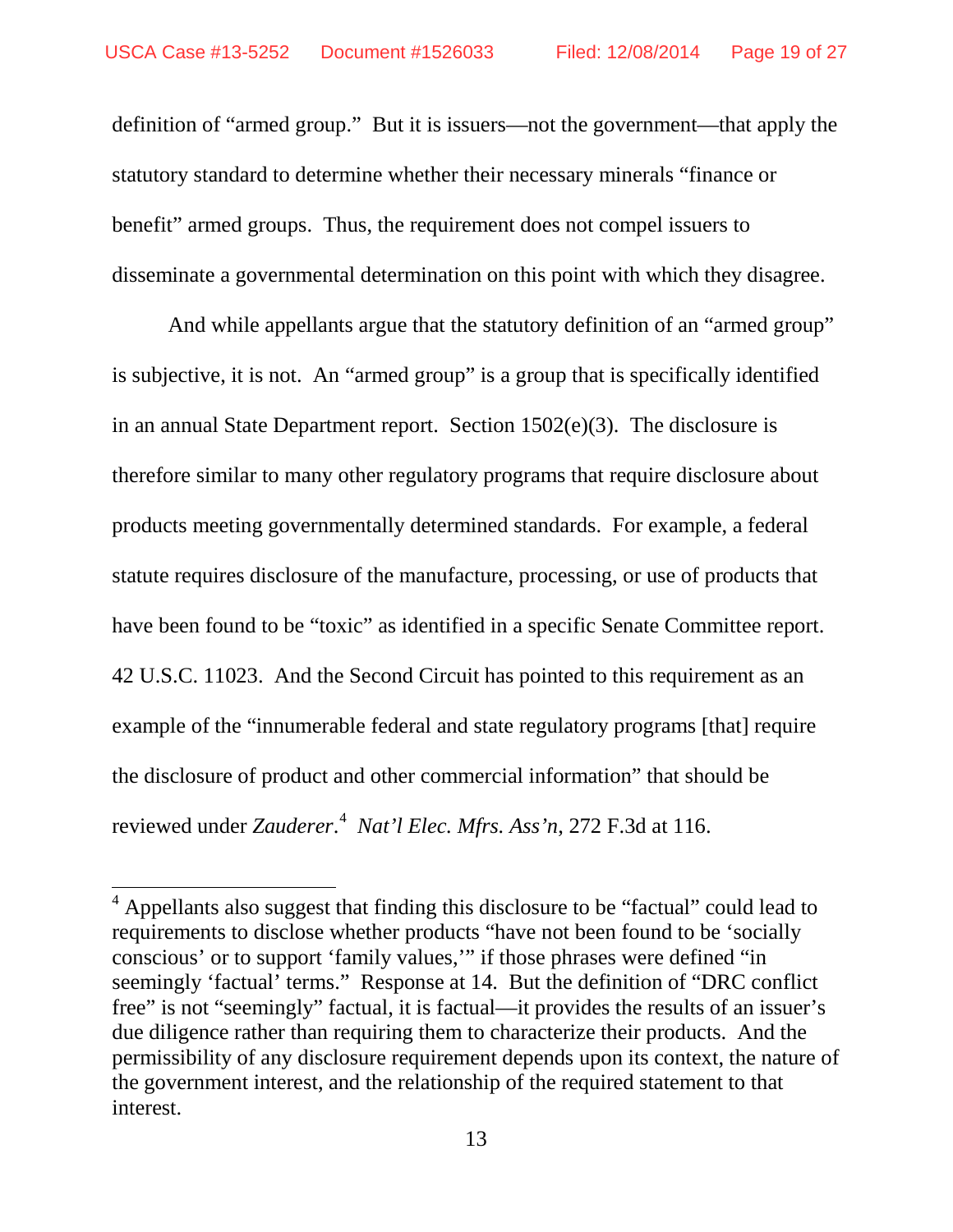definition of "armed group." But it is issuers—not the government—that apply the statutory standard to determine whether their necessary minerals "finance or benefit" armed groups. Thus, the requirement does not compel issuers to disseminate a governmental determination on this point with which they disagree.

And while appellants argue that the statutory definition of an "armed group" is subjective, it is not. An "armed group" is a group that is specifically identified in an annual State Department report. Section 1502(e)(3). The disclosure is therefore similar to many other regulatory programs that require disclosure about products meeting governmentally determined standards. For example, a federal statute requires disclosure of the manufacture, processing, or use of products that have been found to be "toxic" as identified in a specific Senate Committee report. 42 U.S.C. 11023. And the Second Circuit has pointed to this requirement as an example of the "innumerable federal and state regulatory programs [that] require the disclosure of product and other commercial information" that should be reviewed under *Zauderer*.[4] *Nat'l Elec. Mfrs. Ass'n*, 272 F.3d at 116.

---

[4] Appellants also suggest that finding this disclosure to be "factual" could lead to requirements to disclose whether products "have not been found to be 'socially conscious' or to support 'family values,'" if those phrases were defined "in seemingly 'factual' terms." Response at 14. But the definition of "DRC conflict free" is not "seemingly" factual, it is factual—it provides the results of an issuer's due diligence rather than requiring them to characterize their products. And the permissibility of any disclosure requirement depends upon its context, the nature of the government interest, and the relationship of the required statement to that interest.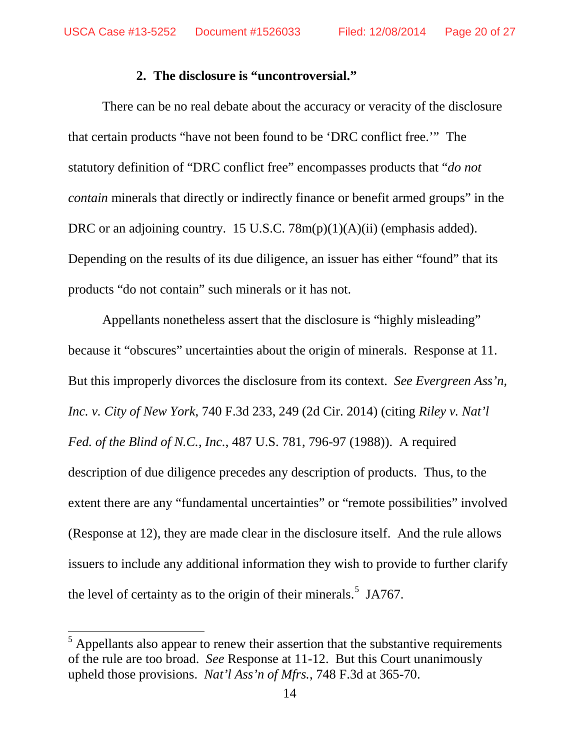### 2. The disclosure is "uncontroversial."

There can be no real debate about the accuracy or veracity of the disclosure that certain products "have not been found to be 'DRC conflict free.'" The statutory definition of "DRC conflict free" encompasses products that "*do not contain* minerals that directly or indirectly finance or benefit armed groups" in the DRC or an adjoining country. 15 U.S.C. 78m(p)(1)(A)(ii) (emphasis added). Depending on the results of its due diligence, an issuer has either "found" that its products "do not contain" such minerals or it has not.

Appellants nonetheless assert that the disclosure is "highly misleading" because it "obscures" uncertainties about the origin of minerals. Response at 11. But this improperly divorces the disclosure from its context. *See Evergreen Ass'n, Inc. v. City of New York*, 740 F.3d 233, 249 (2d Cir. 2014) (citing *Riley v. Nat'l Fed. of the Blind of N.C., Inc.*, 487 U.S. 781, 796-97 (1988)). A required description of due diligence precedes any description of products. Thus, to the extent there are any "fundamental uncertainties" or "remote possibilities" involved (Response at 12), they are made clear in the disclosure itself. And the rule allows issuers to include any additional information they wish to provide to further clarify the level of certainty as to the origin of their minerals.[5] JA767.

---

[5] Appellants also appear to renew their assertion that the substantive requirements of the rule are too broad. *See* Response at 11-12. But this Court unanimously upheld those provisions. *Nat'l Ass'n of Mfrs.*, 748 F.3d at 365-70.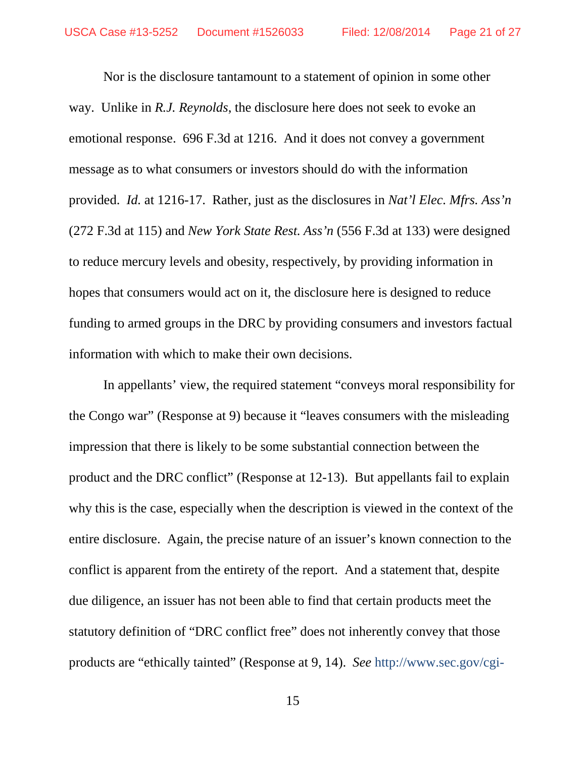Nor is the disclosure tantamount to a statement of opinion in some other way. Unlike in *R.J. Reynolds*, the disclosure here does not seek to evoke an emotional response. 696 F.3d at 1216. And it does not convey a government message as to what consumers or investors should do with the information provided. *Id.* at 1216-17. Rather, just as the disclosures in *Nat'l Elec. Mfrs. Ass'n* (272 F.3d at 115) and *New York State Rest. Ass'n* (556 F.3d at 133) were designed to reduce mercury levels and obesity, respectively, by providing information in hopes that consumers would act on it, the disclosure here is designed to reduce funding to armed groups in the DRC by providing consumers and investors factual information with which to make their own decisions.

In appellants' view, the required statement "conveys moral responsibility for the Congo war" (Response at 9) because it "leaves consumers with the misleading impression that there is likely to be some substantial connection between the product and the DRC conflict" (Response at 12-13). But appellants fail to explain why this is the case, especially when the description is viewed in the context of the entire disclosure. Again, the precise nature of an issuer's known connection to the conflict is apparent from the entirety of the report. And a statement that, despite due diligence, an issuer has not been able to find that certain products meet the statutory definition of "DRC conflict free" does not inherently convey that those products are "ethically tainted" (Response at 9, 14). *See* http://www.sec.gov/cgi-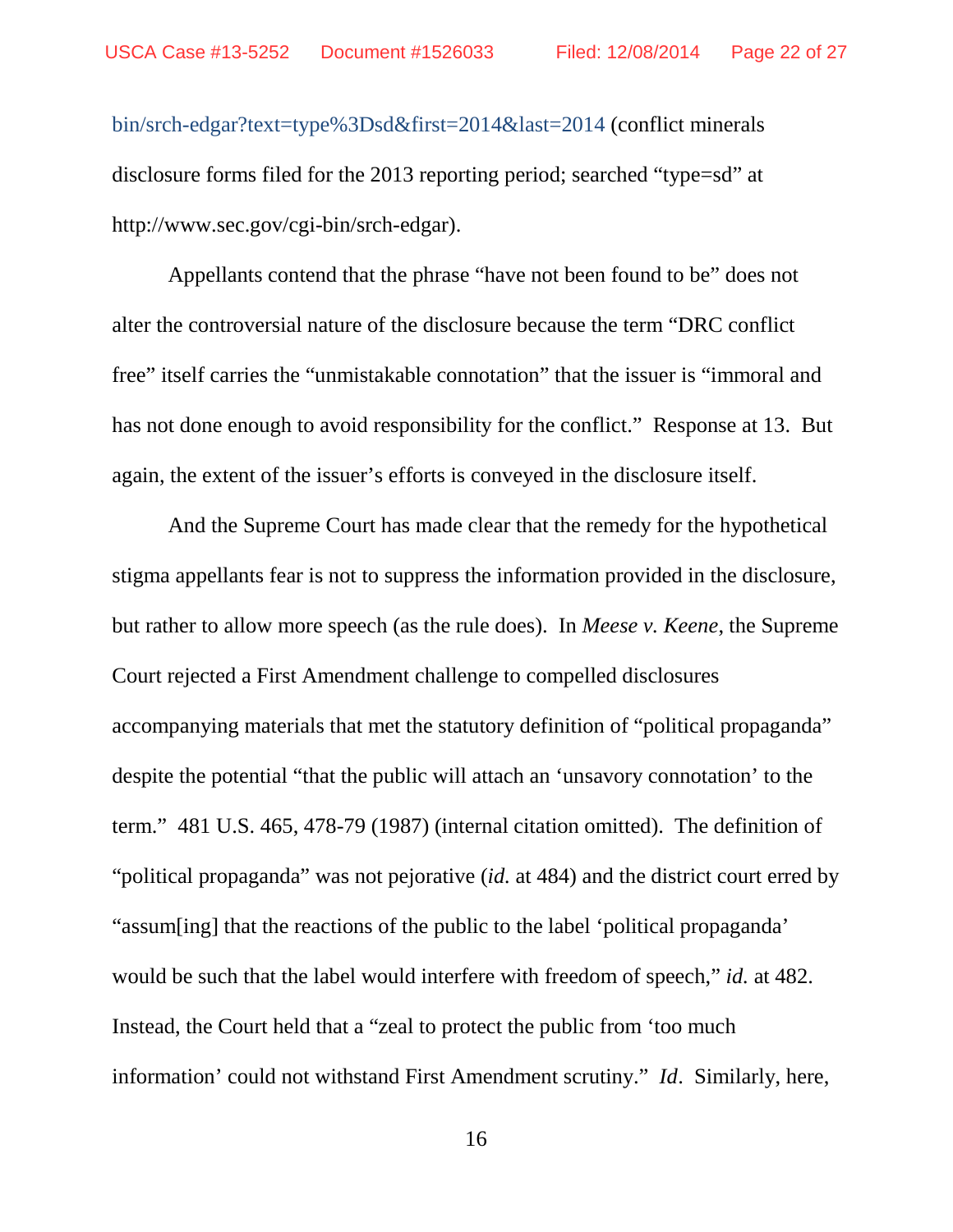bin/srch-edgar?text=type%3Dsd&first=2014&last=2014 (conflict minerals disclosure forms filed for the 2013 reporting period; searched "type=sd" at http://www.sec.gov/cgi-bin/srch-edgar).

Appellants contend that the phrase "have not been found to be" does not alter the controversial nature of the disclosure because the term "DRC conflict free" itself carries the "unmistakable connotation" that the issuer is "immoral and has not done enough to avoid responsibility for the conflict." Response at 13. But again, the extent of the issuer's efforts is conveyed in the disclosure itself.

And the Supreme Court has made clear that the remedy for the hypothetical stigma appellants fear is not to suppress the information provided in the disclosure, but rather to allow more speech (as the rule does). In *Meese v. Keene*, the Supreme Court rejected a First Amendment challenge to compelled disclosures accompanying materials that met the statutory definition of "political propaganda" despite the potential "that the public will attach an 'unsavory connotation' to the term." 481 U.S. 465, 478-79 (1987) (internal citation omitted). The definition of "political propaganda" was not pejorative (*id.* at 484) and the district court erred by "assum[ing] that the reactions of the public to the label 'political propaganda' would be such that the label would interfere with freedom of speech," *id.* at 482. Instead, the Court held that a "zeal to protect the public from 'too much information' could not withstand First Amendment scrutiny." *Id*. Similarly, here,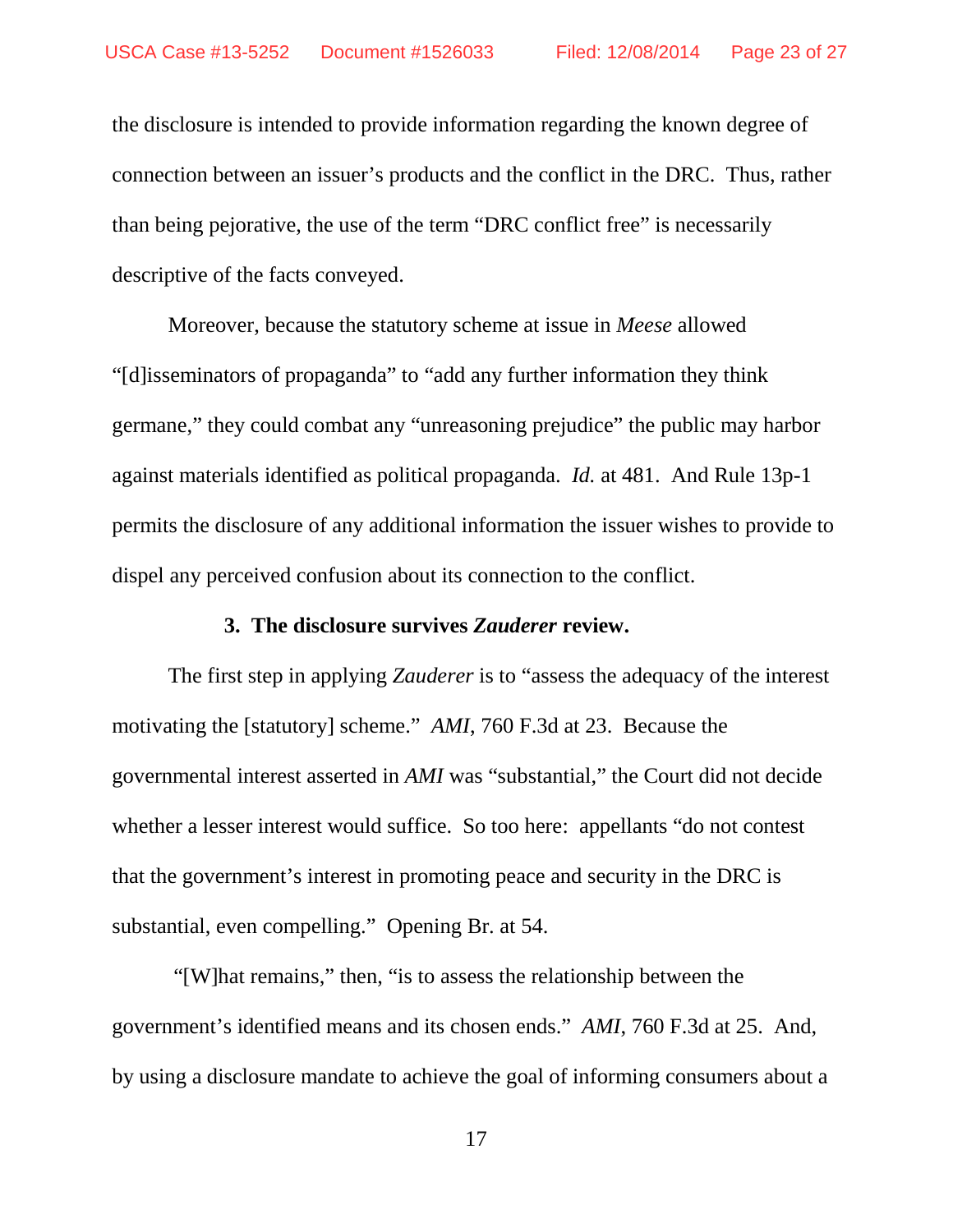the disclosure is intended to provide information regarding the known degree of connection between an issuer's products and the conflict in the DRC. Thus, rather than being pejorative, the use of the term "DRC conflict free" is necessarily descriptive of the facts conveyed.

Moreover, because the statutory scheme at issue in *Meese* allowed "[d]isseminators of propaganda" to "add any further information they think germane," they could combat any "unreasoning prejudice" the public may harbor against materials identified as political propaganda. *Id.* at 481. And Rule 13p-1 permits the disclosure of any additional information the issuer wishes to provide to dispel any perceived confusion about its connection to the conflict.

### 3. The disclosure survives *Zauderer* review.

The first step in applying *Zauderer* is to "assess the adequacy of the interest motivating the [statutory] scheme." *AMI*, 760 F.3d at 23. Because the governmental interest asserted in *AMI* was "substantial," the Court did not decide whether a lesser interest would suffice. So too here: appellants "do not contest that the government's interest in promoting peace and security in the DRC is substantial, even compelling." Opening Br. at 54.

"[W]hat remains," then, "is to assess the relationship between the government's identified means and its chosen ends." *AMI*, 760 F.3d at 25. And, by using a disclosure mandate to achieve the goal of informing consumers about a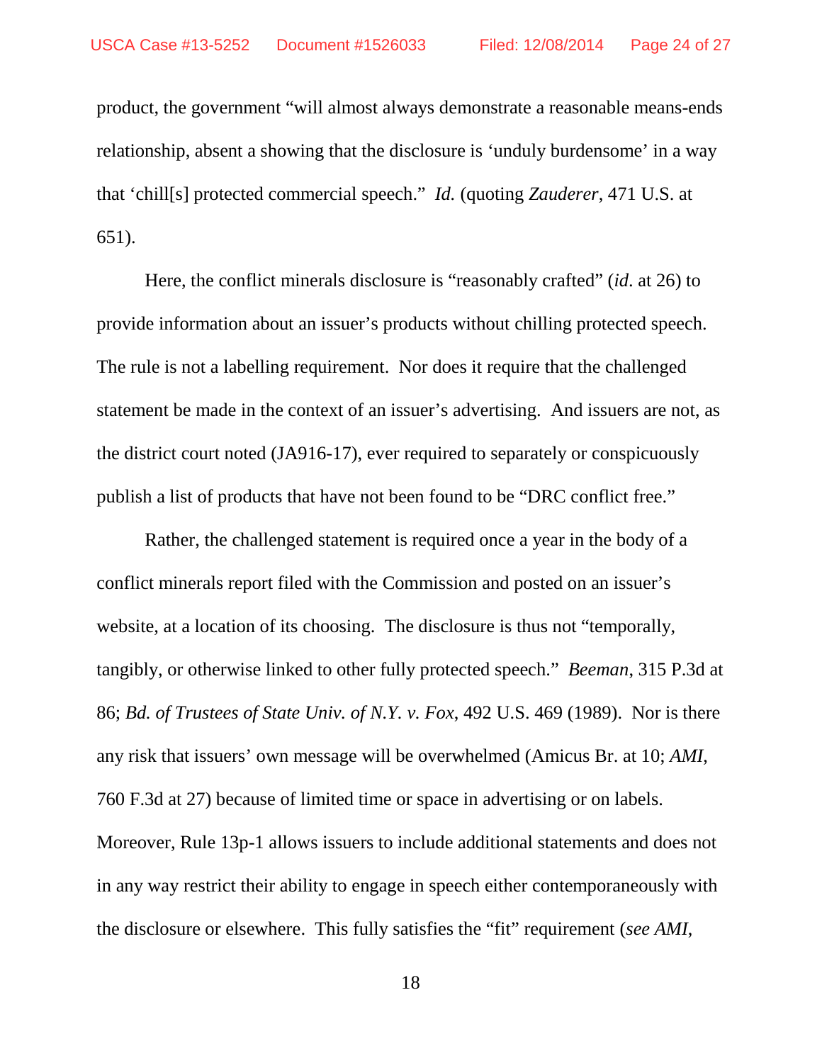product, the government "will almost always demonstrate a reasonable means-ends relationship, absent a showing that the disclosure is 'unduly burdensome' in a way that 'chill[s] protected commercial speech." *Id.* (quoting *Zauderer*, 471 U.S. at 651).

Here, the conflict minerals disclosure is "reasonably crafted" (*id*. at 26) to provide information about an issuer's products without chilling protected speech. The rule is not a labelling requirement. Nor does it require that the challenged statement be made in the context of an issuer's advertising. And issuers are not, as the district court noted (JA916-17), ever required to separately or conspicuously publish a list of products that have not been found to be "DRC conflict free."

Rather, the challenged statement is required once a year in the body of a conflict minerals report filed with the Commission and posted on an issuer's website, at a location of its choosing. The disclosure is thus not "temporally, tangibly, or otherwise linked to other fully protected speech." *Beeman*, 315 P.3d at 86; *Bd. of Trustees of State Univ. of N.Y. v. Fox*, 492 U.S. 469 (1989). Nor is there any risk that issuers' own message will be overwhelmed (Amicus Br. at 10; *AMI*, 760 F.3d at 27) because of limited time or space in advertising or on labels. Moreover, Rule 13p-1 allows issuers to include additional statements and does not in any way restrict their ability to engage in speech either contemporaneously with the disclosure or elsewhere. This fully satisfies the "fit" requirement (*see AMI*,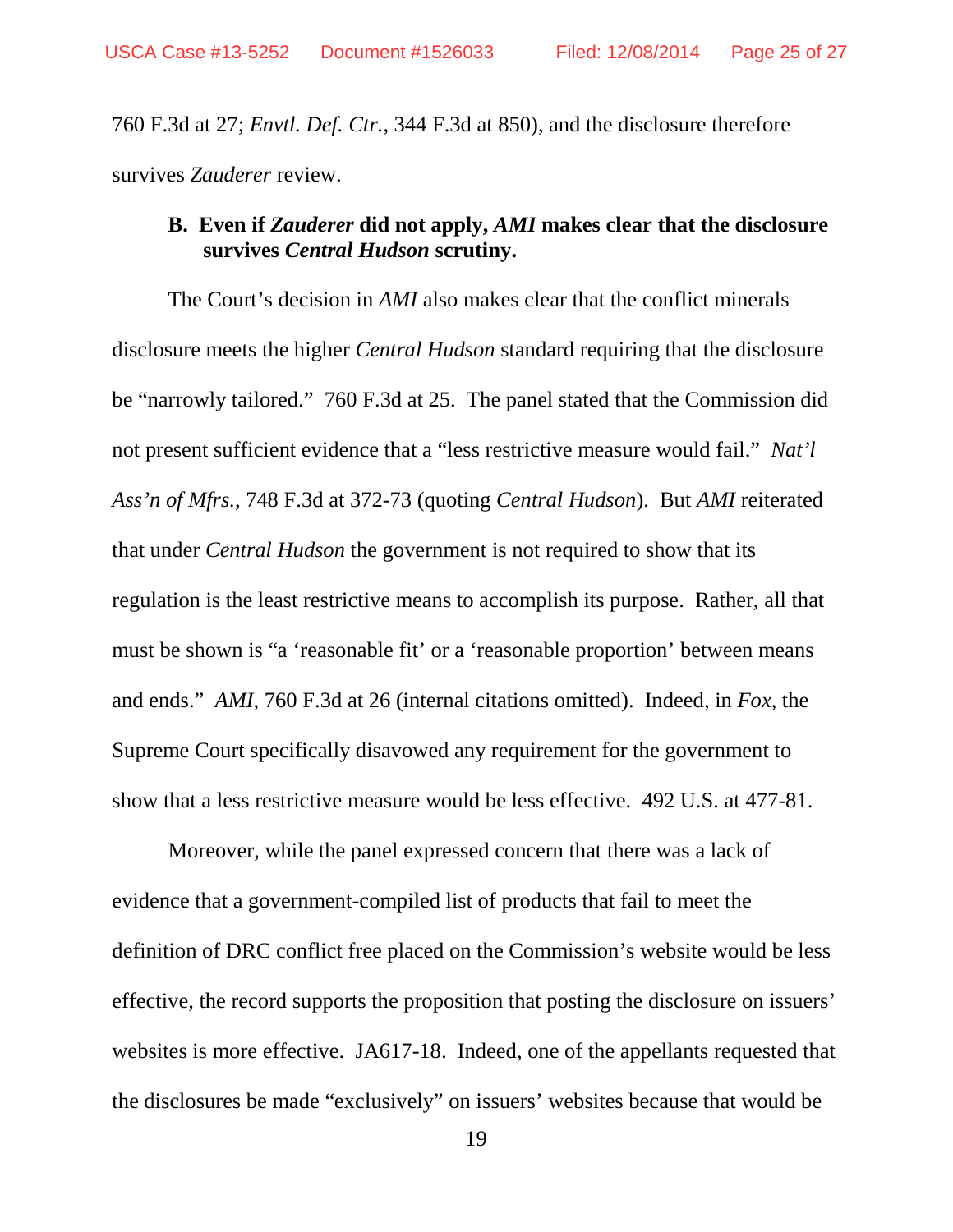760 F.3d at 27; *Envtl. Def. Ctr.*, 344 F.3d at 850), and the disclosure therefore survives *Zauderer* review.

### B. Even if *Zauderer* did not apply, *AMI* makes clear that the disclosure survives *Central Hudson* scrutiny.

The Court's decision in *AMI* also makes clear that the conflict minerals disclosure meets the higher *Central Hudson* standard requiring that the disclosure be "narrowly tailored." 760 F.3d at 25. The panel stated that the Commission did not present sufficient evidence that a "less restrictive measure would fail." *Nat'l Ass'n of Mfrs.*, 748 F.3d at 372-73 (quoting *Central Hudson*). But *AMI* reiterated that under *Central Hudson* the government is not required to show that its regulation is the least restrictive means to accomplish its purpose. Rather, all that must be shown is "a 'reasonable fit' or a 'reasonable proportion' between means and ends." *AMI*, 760 F.3d at 26 (internal citations omitted). Indeed, in *Fox*, the Supreme Court specifically disavowed any requirement for the government to show that a less restrictive measure would be less effective. 492 U.S. at 477-81.

Moreover, while the panel expressed concern that there was a lack of evidence that a government-compiled list of products that fail to meet the definition of DRC conflict free placed on the Commission's website would be less effective, the record supports the proposition that posting the disclosure on issuers' websites is more effective. JA617-18. Indeed, one of the appellants requested that the disclosures be made "exclusively" on issuers' websites because that would be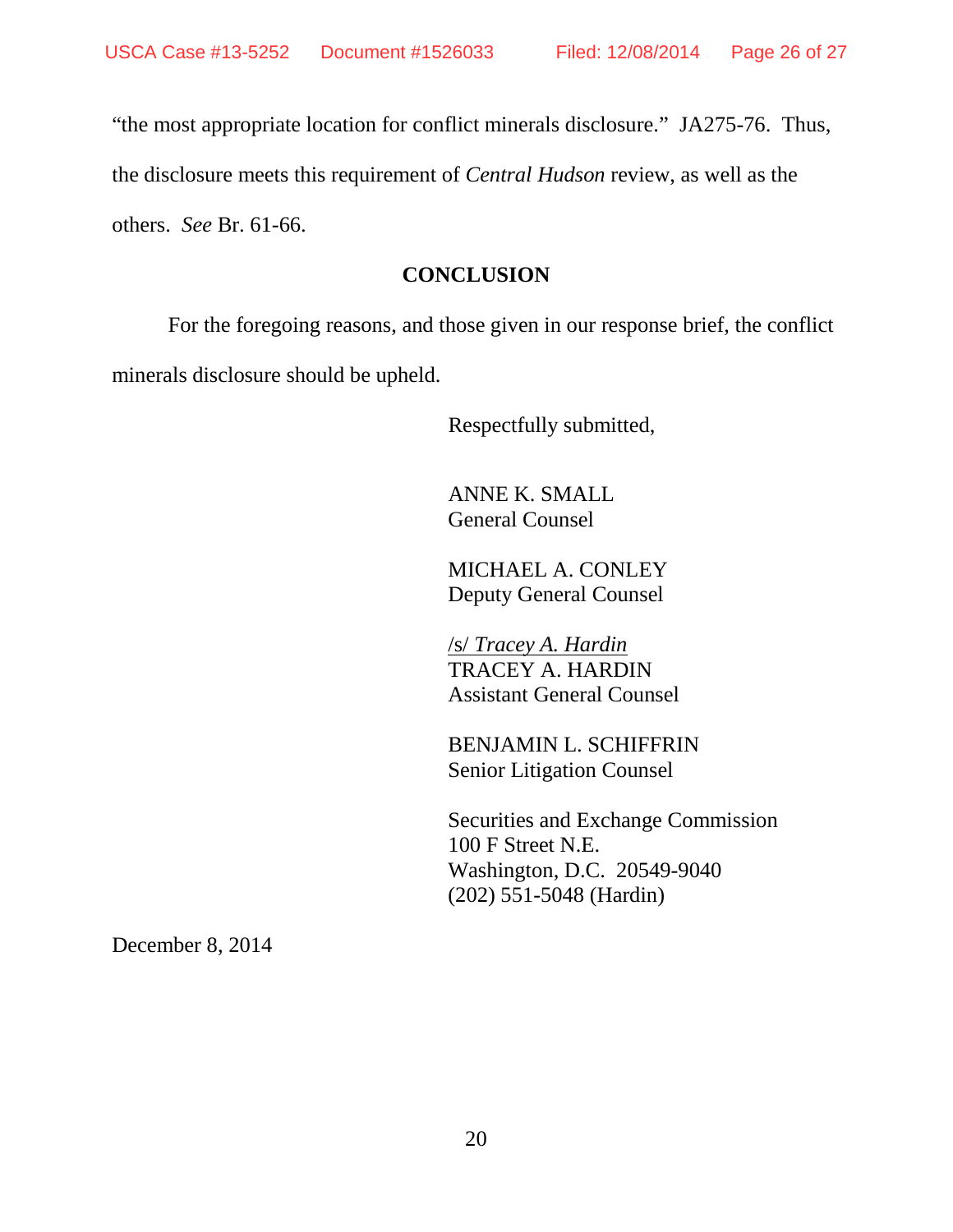"the most appropriate location for conflict minerals disclosure." JA275-76. Thus, the disclosure meets this requirement of *Central Hudson* review, as well as the others. *See* Br. 61-66.

## CONCLUSION

For the foregoing reasons, and those given in our response brief, the conflict minerals disclosure should be upheld.

Respectfully submitted,

ANNE K. SMALL
General Counsel

MICHAEL A. CONLEY
Deputy General Counsel

/s/ *Tracey A. Hardin*
TRACEY A. HARDIN
Assistant General Counsel

BENJAMIN L. SCHIFFRIN
Senior Litigation Counsel

Securities and Exchange Commission
100 F Street N.E.
Washington, D.C. 20549-9040
(202) 551-5048 (Hardin)

December 8, 2014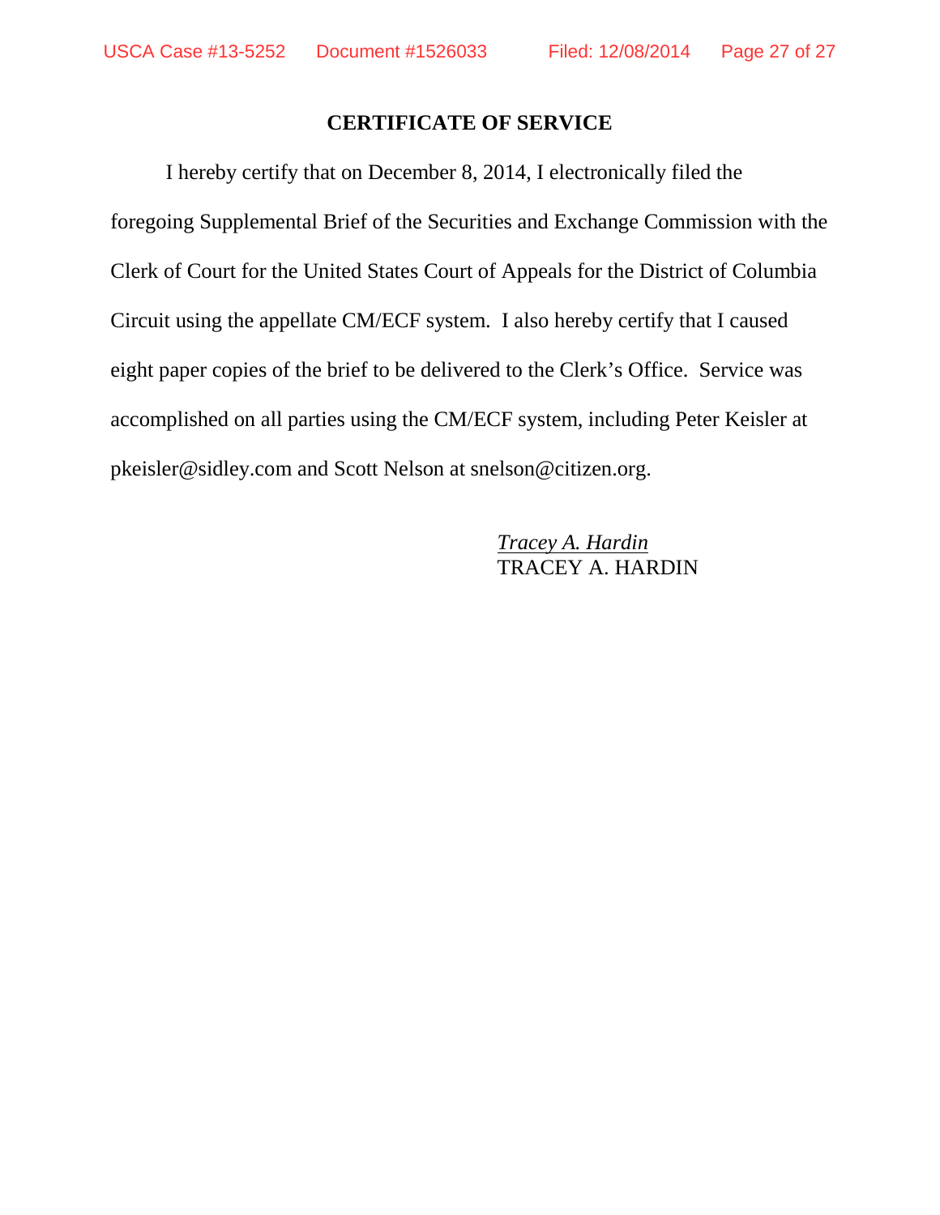## CERTIFICATE OF SERVICE

I hereby certify that on December 8, 2014, I electronically filed the foregoing Supplemental Brief of the Securities and Exchange Commission with the Clerk of Court for the United States Court of Appeals for the District of Columbia Circuit using the appellate CM/ECF system. I also hereby certify that I caused eight paper copies of the brief to be delivered to the Clerk's Office. Service was accomplished on all parties using the CM/ECF system, including Peter Keisler at pkeisler@sidley.com and Scott Nelson at snelson@citizen.org.

*Tracey A. Hardin*
TRACEY A. HARDIN